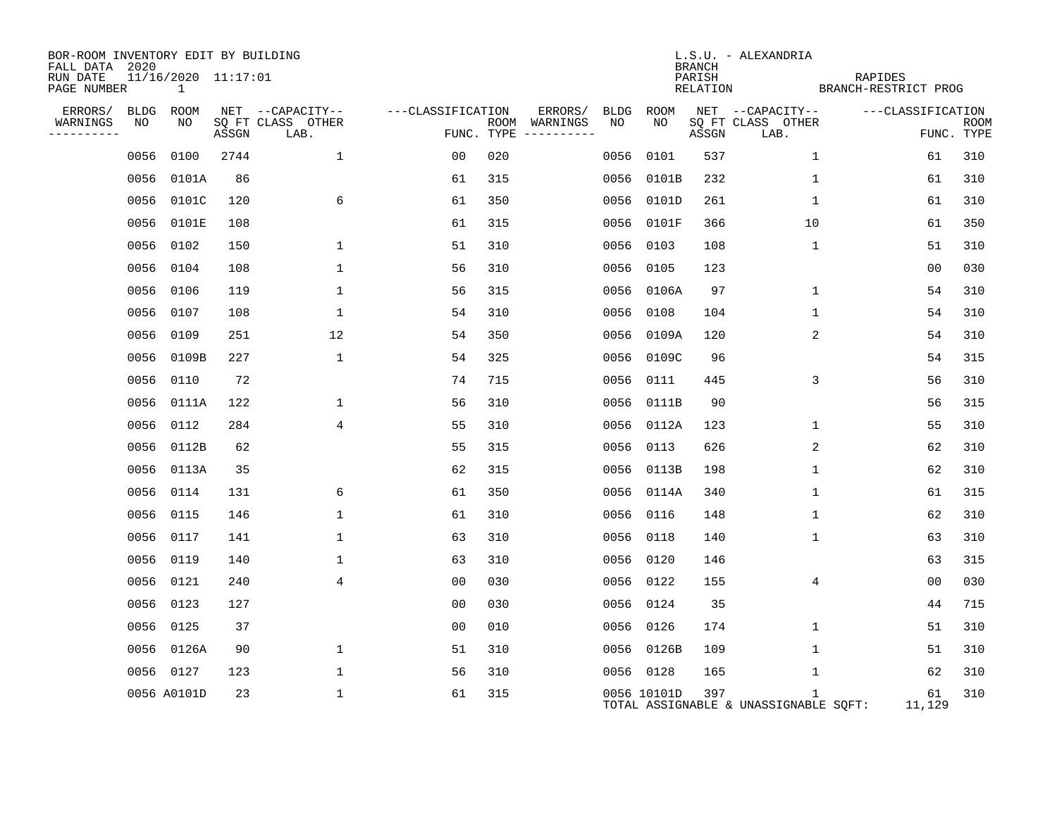BOR-ROOM INVENTORY EDIT BY BUILDING
FALL DATA 2020
RUN DATE 11/16/2020 11:17:01
PAGE NUMBER 1

L.S.U. - ALEXANDRIA
BRANCH
PARISH RAPIDES
RELATION BRANCH-RESTRICT PROG

| ERRORS/ WARNINGS | BLDG NO | ROOM NO | NET SQ FT ASSGN | CAPACITY CLASS LAB. | CAPACITY OTHER | CLASSIFICATION FUNC. | ROOM TYPE | ERRORS/ WARNINGS | BLDG NO | ROOM NO | NET SQ FT ASSGN | CAPACITY CLASS LAB. | CAPACITY OTHER | CLASSIFICATION FUNC. | ROOM TYPE |
|---|---|---|---|---|---|---|---|---|---|---|---|---|---|---|---|
| | 0056 | 0100 | 2744 | | 1 | 00 | 020 | | 0056 | 0101 | 537 | | 1 | 61 | 310 |
| | 0056 | 0101A | 86 | | | 61 | 315 | | 0056 | 0101B | 232 | | 1 | 61 | 310 |
| | 0056 | 0101C | 120 | | 6 | 61 | 350 | | 0056 | 0101D | 261 | | 1 | 61 | 310 |
| | 0056 | 0101E | 108 | | | 61 | 315 | | 0056 | 0101F | 366 | | 10 | 61 | 350 |
| | 0056 | 0102 | 150 | | 1 | 51 | 310 | | 0056 | 0103 | 108 | | 1 | 51 | 310 |
| | 0056 | 0104 | 108 | | 1 | 56 | 310 | | 0056 | 0105 | 123 | | | 00 | 030 |
| | 0056 | 0106 | 119 | | 1 | 56 | 315 | | 0056 | 0106A | 97 | | 1 | 54 | 310 |
| | 0056 | 0107 | 108 | | 1 | 54 | 310 | | 0056 | 0108 | 104 | | 1 | 54 | 310 |
| | 0056 | 0109 | 251 | | 12 | 54 | 350 | | 0056 | 0109A | 120 | | 2 | 54 | 310 |
| | 0056 | 0109B | 227 | | 1 | 54 | 325 | | 0056 | 0109C | 96 | | | 54 | 315 |
| | 0056 | 0110 | 72 | | | 74 | 715 | | 0056 | 0111 | 445 | | 3 | 56 | 310 |
| | 0056 | 0111A | 122 | | 1 | 56 | 310 | | 0056 | 0111B | 90 | | | 56 | 315 |
| | 0056 | 0112 | 284 | | 4 | 55 | 310 | | 0056 | 0112A | 123 | | 1 | 55 | 310 |
| | 0056 | 0112B | 62 | | | 55 | 315 | | 0056 | 0113 | 626 | | 2 | 62 | 310 |
| | 0056 | 0113A | 35 | | | 62 | 315 | | 0056 | 0113B | 198 | | 1 | 62 | 310 |
| | 0056 | 0114 | 131 | | 6 | 61 | 350 | | 0056 | 0114A | 340 | | 1 | 61 | 315 |
| | 0056 | 0115 | 146 | | 1 | 61 | 310 | | 0056 | 0116 | 148 | | 1 | 62 | 310 |
| | 0056 | 0117 | 141 | | 1 | 63 | 310 | | 0056 | 0118 | 140 | | 1 | 63 | 310 |
| | 0056 | 0119 | 140 | | 1 | 63 | 310 | | 0056 | 0120 | 146 | | | 63 | 315 |
| | 0056 | 0121 | 240 | | 4 | 00 | 030 | | 0056 | 0122 | 155 | | 4 | 00 | 030 |
| | 0056 | 0123 | 127 | | | 00 | 030 | | 0056 | 0124 | 35 | | | 44 | 715 |
| | 0056 | 0125 | 37 | | | 00 | 010 | | 0056 | 0126 | 174 | | 1 | 51 | 310 |
| | 0056 | 0126A | 90 | | 1 | 51 | 310 | | 0056 | 0126B | 109 | | 1 | 51 | 310 |
| | 0056 | 0127 | 123 | | 1 | 56 | 310 | | 0056 | 0128 | 165 | | 1 | 62 | 310 |
| | 0056 | A0101D | 23 | | 1 | 61 | 315 | | 0056 | 10101D | 397 | | 1 | 61 | 310 |

TOTAL ASSIGNABLE & UNASSIGNABLE SQFT: 11,129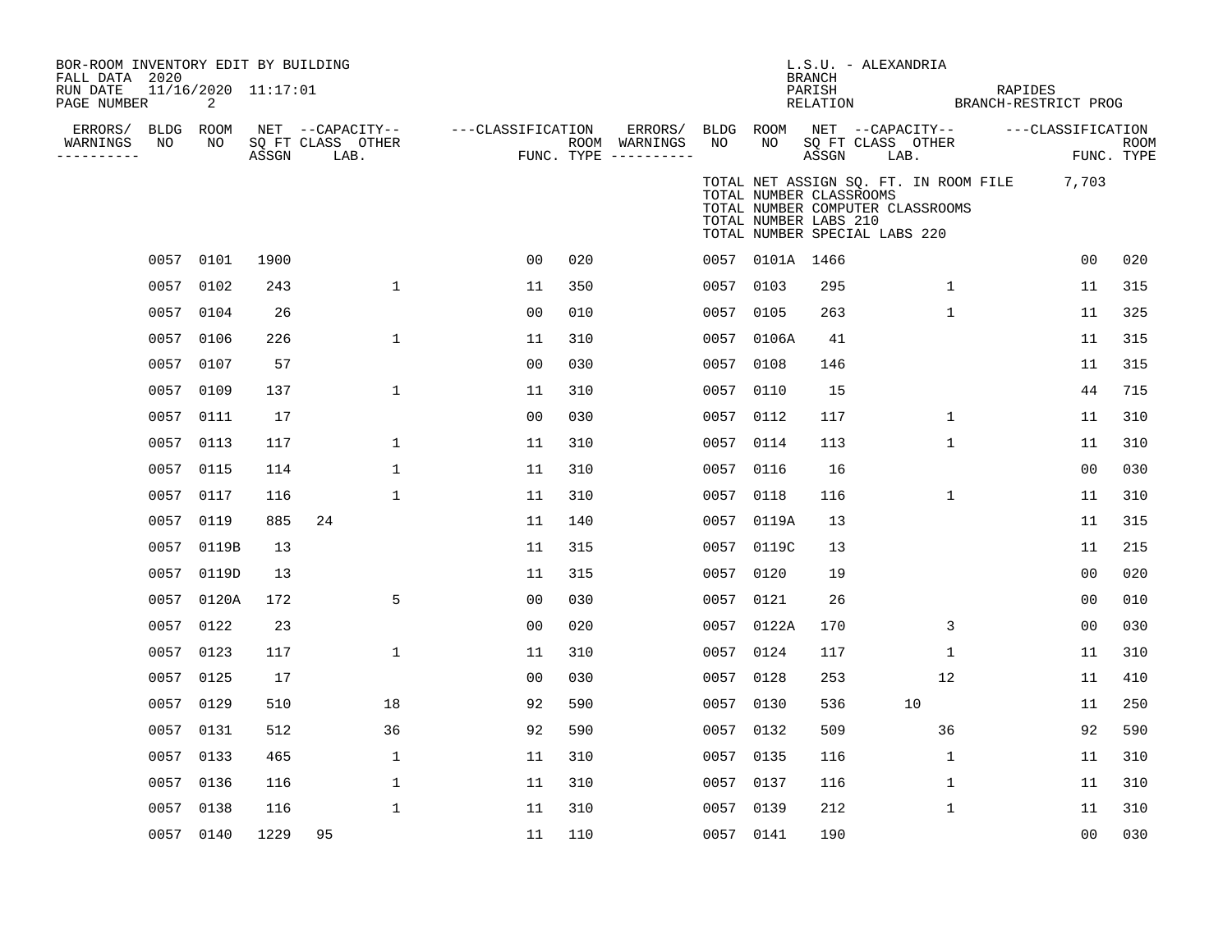BOR-ROOM INVENTORY EDIT BY BUILDING
FALL DATA 2020
RUN DATE 11/16/2020 11:17:01
PAGE NUMBER 2

L.S.U. - ALEXANDRIA
BRANCH
PARISH RAPIDES
RELATION BRANCH-RESTRICT PROG

TOTAL NET ASSIGN SQ. FT. IN ROOM FILE 7,703
TOTAL NUMBER CLASSROOMS
TOTAL NUMBER COMPUTER CLASSROOMS
TOTAL NUMBER LABS 210
TOTAL NUMBER SPECIAL LABS 220

| ERRORS/ WARNINGS | BLDG NO | ROOM NO | NET SQ FT ASSGN | CAPACITY CLASS | CAPACITY LAB. | CAPACITY OTHER | CLASSIFICATION FUNC. | ROOM TYPE | ERRORS/ WARNINGS | BLDG NO | ROOM NO | NET SQ FT ASSGN | CAPACITY CLASS | CAPACITY LAB. | CAPACITY OTHER | CLASSIFICATION FUNC. | ROOM TYPE |
|---|---|---|---|---|---|---|---|---|---|---|---|---|---|---|---|---|---|
| | 0057 | 0101 | 1900 | | | | 00 | 020 | | 0057 | 0101A | 1466 | | | | 00 | 020 |
| | 0057 | 0102 | 243 | | | 1 | 11 | 350 | | 0057 | 0103 | 295 | | | 1 | 11 | 315 |
| | 0057 | 0104 | 26 | | | | 00 | 010 | | 0057 | 0105 | 263 | | | 1 | 11 | 325 |
| | 0057 | 0106 | 226 | | | 1 | 11 | 310 | | 0057 | 0106A | 41 | | | | 11 | 315 |
| | 0057 | 0107 | 57 | | | | 00 | 030 | | 0057 | 0108 | 146 | | | | 11 | 315 |
| | 0057 | 0109 | 137 | | | 1 | 11 | 310 | | 0057 | 0110 | 15 | | | | 44 | 715 |
| | 0057 | 0111 | 17 | | | | 00 | 030 | | 0057 | 0112 | 117 | | | 1 | 11 | 310 |
| | 0057 | 0113 | 117 | | | 1 | 11 | 310 | | 0057 | 0114 | 113 | | | 1 | 11 | 310 |
| | 0057 | 0115 | 114 | | | 1 | 11 | 310 | | 0057 | 0116 | 16 | | | | 00 | 030 |
| | 0057 | 0117 | 116 | | | 1 | 11 | 310 | | 0057 | 0118 | 116 | | | 1 | 11 | 310 |
| | 0057 | 0119 | 885 | 24 | | | 11 | 140 | | 0057 | 0119A | 13 | | | | 11 | 315 |
| | 0057 | 0119B | 13 | | | | 11 | 315 | | 0057 | 0119C | 13 | | | | 11 | 215 |
| | 0057 | 0119D | 13 | | | | 11 | 315 | | 0057 | 0120 | 19 | | | | 00 | 020 |
| | 0057 | 0120A | 172 | | | 5 | 00 | 030 | | 0057 | 0121 | 26 | | | | 00 | 010 |
| | 0057 | 0122 | 23 | | | | 00 | 020 | | 0057 | 0122A | 170 | | | 3 | 00 | 030 |
| | 0057 | 0123 | 117 | | | 1 | 11 | 310 | | 0057 | 0124 | 117 | | | 1 | 11 | 310 |
| | 0057 | 0125 | 17 | | | | 00 | 030 | | 0057 | 0128 | 253 | | | 12 | 11 | 410 |
| | 0057 | 0129 | 510 | | | 18 | 92 | 590 | | 0057 | 0130 | 536 | | 10 | | 11 | 250 |
| | 0057 | 0131 | 512 | | | 36 | 92 | 590 | | 0057 | 0132 | 509 | | | 36 | 92 | 590 |
| | 0057 | 0133 | 465 | | | 1 | 11 | 310 | | 0057 | 0135 | 116 | | | 1 | 11 | 310 |
| | 0057 | 0136 | 116 | | | 1 | 11 | 310 | | 0057 | 0137 | 116 | | | 1 | 11 | 310 |
| | 0057 | 0138 | 116 | | | 1 | 11 | 310 | | 0057 | 0139 | 212 | | | 1 | 11 | 310 |
| | 0057 | 0140 | 1229 | 95 | | | 11 | 110 | | 0057 | 0141 | 190 | | | | 00 | 030 |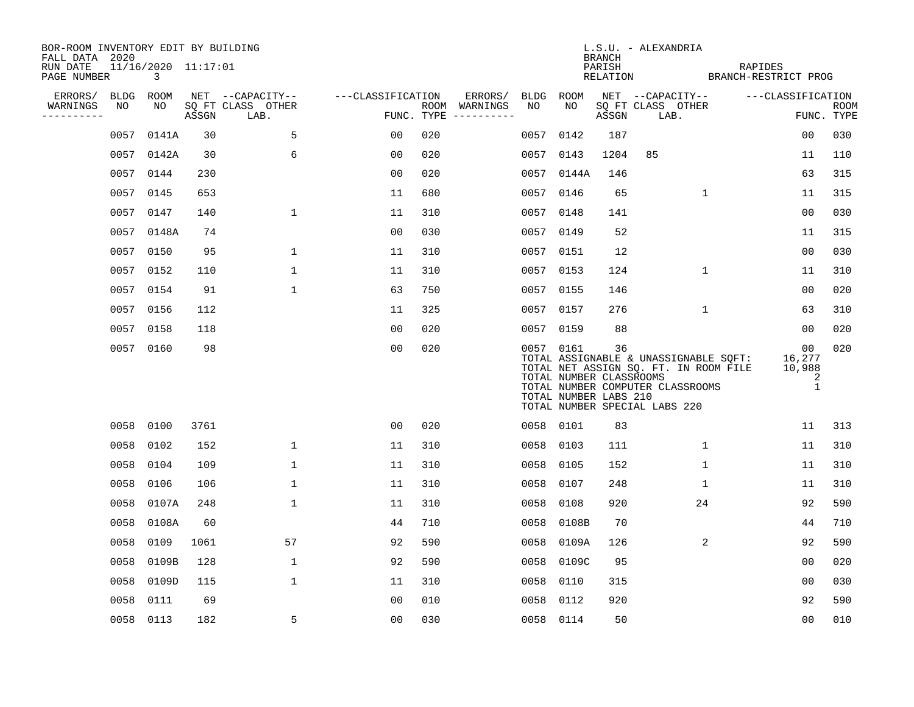BOR-ROOM INVENTORY EDIT BY BUILDING
FALL DATA 2020
RUN DATE 11/16/2020 11:17:01
PAGE NUMBER 3

L.S.U. - ALEXANDRIA
BRANCH
PARISH RAPIDES
RELATION BRANCH-RESTRICT PROG

| ERRORS/ WARNINGS | BLDG NO | ROOM NO | NET SQ FT ASSGN | CAPACITY CLASS LAB. | CAPACITY OTHER | CLASSIFICATION FUNC. | ROOM TYPE | ERRORS/ WARNINGS | BLDG NO | ROOM NO | NET SQ FT ASSGN | CAPACITY CLASS LAB. | CAPACITY OTHER | CLASSIFICATION FUNC. | ROOM TYPE |
|---|---|---|---|---|---|---|---|---|---|---|---|---|---|---|---|
| | 0057 | 0141A | 30 | | 5 | 00 | 020 | | 0057 | 0142 | 187 | | | 00 | 030 |
| | 0057 | 0142A | 30 | | 6 | 00 | 020 | | 0057 | 0143 | 1204 | 85 | | 11 | 110 |
| | 0057 | 0144 | 230 | | | 00 | 020 | | 0057 | 0144A | 146 | | | 63 | 315 |
| | 0057 | 0145 | 653 | | | 11 | 680 | | 0057 | 0146 | 65 | | 1 | 11 | 315 |
| | 0057 | 0147 | 140 | | 1 | 11 | 310 | | 0057 | 0148 | 141 | | | 00 | 030 |
| | 0057 | 0148A | 74 | | | 00 | 030 | | 0057 | 0149 | 52 | | | 11 | 315 |
| | 0057 | 0150 | 95 | | 1 | 11 | 310 | | 0057 | 0151 | 12 | | | 00 | 030 |
| | 0057 | 0152 | 110 | | 1 | 11 | 310 | | 0057 | 0153 | 124 | | 1 | 11 | 310 |
| | 0057 | 0154 | 91 | | 1 | 63 | 750 | | 0057 | 0155 | 146 | | | 00 | 020 |
| | 0057 | 0156 | 112 | | | 11 | 325 | | 0057 | 0157 | 276 | | 1 | 63 | 310 |
| | 0057 | 0158 | 118 | | | 00 | 020 | | 0057 | 0159 | 88 | | | 00 | 020 |
| | 0057 | 0160 | 98 | | | 00 | 020 | | 0057 | 0161 | 36 | | | 00 | 020 |

TOTAL ASSIGNABLE & UNASSIGNABLE SQFT: 16,277
TOTAL NET ASSIGN SQ. FT. IN ROOM FILE 10,988
TOTAL NUMBER CLASSROOMS 2
TOTAL NUMBER COMPUTER CLASSROOMS 1
TOTAL NUMBER LABS 210
TOTAL NUMBER SPECIAL LABS 220

| ERRORS/ WARNINGS | BLDG NO | ROOM NO | NET SQ FT ASSGN | CAPACITY CLASS LAB. | CAPACITY OTHER | CLASSIFICATION FUNC. | ROOM TYPE | ERRORS/ WARNINGS | BLDG NO | ROOM NO | NET SQ FT ASSGN | CAPACITY CLASS LAB. | CAPACITY OTHER | CLASSIFICATION FUNC. | ROOM TYPE |
|---|---|---|---|---|---|---|---|---|---|---|---|---|---|---|---|
| | 0058 | 0100 | 3761 | | | 00 | 020 | | 0058 | 0101 | 83 | | | 11 | 313 |
| | 0058 | 0102 | 152 | | 1 | 11 | 310 | | 0058 | 0103 | 111 | | 1 | 11 | 310 |
| | 0058 | 0104 | 109 | | 1 | 11 | 310 | | 0058 | 0105 | 152 | | 1 | 11 | 310 |
| | 0058 | 0106 | 106 | | 1 | 11 | 310 | | 0058 | 0107 | 248 | | 1 | 11 | 310 |
| | 0058 | 0107A | 248 | | 1 | 11 | 310 | | 0058 | 0108 | 920 | | 24 | 92 | 590 |
| | 0058 | 0108A | 60 | | | 44 | 710 | | 0058 | 0108B | 70 | | | 44 | 710 |
| | 0058 | 0109 | 1061 | | 57 | 92 | 590 | | 0058 | 0109A | 126 | | 2 | 92 | 590 |
| | 0058 | 0109B | 128 | | 1 | 92 | 590 | | 0058 | 0109C | 95 | | | 00 | 020 |
| | 0058 | 0109D | 115 | | 1 | 11 | 310 | | 0058 | 0110 | 315 | | | 00 | 030 |
| | 0058 | 0111 | 69 | | | 00 | 010 | | 0058 | 0112 | 920 | | | 92 | 590 |
| | 0058 | 0113 | 182 | | 5 | 00 | 030 | | 0058 | 0114 | 50 | | | 00 | 010 |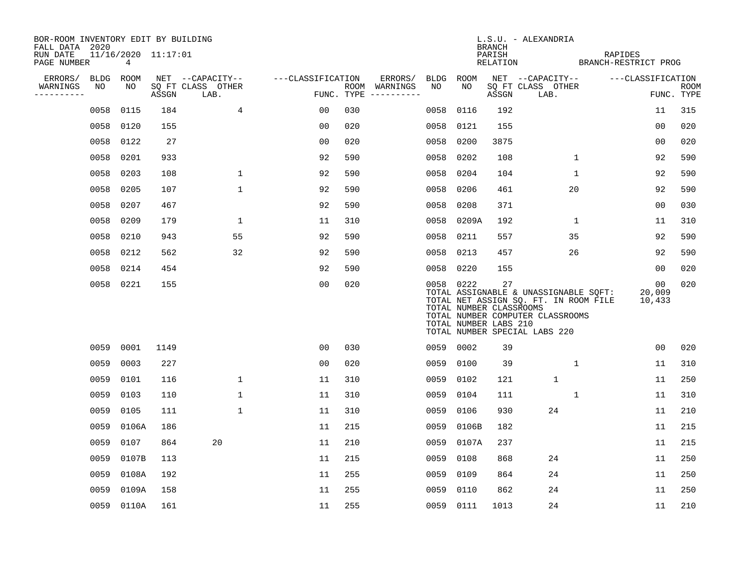BOR-ROOM INVENTORY EDIT BY BUILDING
FALL DATA 2020
RUN DATE 11/16/2020 11:17:01
PAGE NUMBER 4

L.S.U. - ALEXANDRIA
BRANCH
PARISH RAPIDES
RELATION BRANCH-RESTRICT PROG

| ERRORS/ WARNINGS | BLDG NO | ROOM NO | NET ASSGN SQ FT | CAPACITY CLASS LAB. | CAPACITY OTHER | CLASSIFICATION FUNC. | ROOM TYPE | ERRORS/ WARNINGS | BLDG NO | ROOM NO | NET ASSGN SQ FT | CAPACITY CLASS LAB. | CAPACITY OTHER | CLASSIFICATION FUNC. | ROOM TYPE |
|---|---|---|---|---|---|---|---|---|---|---|---|---|---|---|---|
| | 0058 | 0115 | 184 | | 4 | 00 | 030 | | 0058 | 0116 | 192 | | | 11 | 315 |
| | 0058 | 0120 | 155 | | | 00 | 020 | | 0058 | 0121 | 155 | | | 00 | 020 |
| | 0058 | 0122 | 27 | | | 00 | 020 | | 0058 | 0200 | 3875 | | | 00 | 020 |
| | 0058 | 0201 | 933 | | | 92 | 590 | | 0058 | 0202 | 108 | | 1 | 92 | 590 |
| | 0058 | 0203 | 108 | | 1 | 92 | 590 | | 0058 | 0204 | 104 | | 1 | 92 | 590 |
| | 0058 | 0205 | 107 | | 1 | 92 | 590 | | 0058 | 0206 | 461 | | 20 | 92 | 590 |
| | 0058 | 0207 | 467 | | | 92 | 590 | | 0058 | 0208 | 371 | | | 00 | 030 |
| | 0058 | 0209 | 179 | | 1 | 11 | 310 | | 0058 | 0209A | 192 | | 1 | 11 | 310 |
| | 0058 | 0210 | 943 | | 55 | 92 | 590 | | 0058 | 0211 | 557 | | 35 | 92 | 590 |
| | 0058 | 0212 | 562 | | 32 | 92 | 590 | | 0058 | 0213 | 457 | | 26 | 92 | 590 |
| | 0058 | 0214 | 454 | | | 92 | 590 | | 0058 | 0220 | 155 | | | 00 | 020 |
| | 0058 | 0221 | 155 | | | 00 | 020 | | 0058 | 0222 | 27 | | | 00 | 020 |

TOTAL ASSIGNABLE & UNASSIGNABLE SQFT: 20,009
TOTAL NET ASSIGN SQ. FT. IN ROOM FILE 10,433
TOTAL NUMBER CLASSROOMS
TOTAL NUMBER COMPUTER CLASSROOMS
TOTAL NUMBER LABS 210
TOTAL NUMBER SPECIAL LABS 220

| ERRORS/ WARNINGS | BLDG NO | ROOM NO | NET ASSGN SQ FT | CAPACITY CLASS LAB. | CAPACITY OTHER | CLASSIFICATION FUNC. | ROOM TYPE | ERRORS/ WARNINGS | BLDG NO | ROOM NO | NET ASSGN SQ FT | CAPACITY CLASS LAB. | CAPACITY OTHER | CLASSIFICATION FUNC. | ROOM TYPE |
|---|---|---|---|---|---|---|---|---|---|---|---|---|---|---|---|
| | 0059 | 0001 | 1149 | | | 00 | 030 | | 0059 | 0002 | 39 | | | 00 | 020 |
| | 0059 | 0003 | 227 | | | 00 | 020 | | 0059 | 0100 | 39 | | 1 | 11 | 310 |
| | 0059 | 0101 | 116 | | 1 | 11 | 310 | | 0059 | 0102 | 121 | 1 | | 11 | 250 |
| | 0059 | 0103 | 110 | | 1 | 11 | 310 | | 0059 | 0104 | 111 | | 1 | 11 | 310 |
| | 0059 | 0105 | 111 | | 1 | 11 | 310 | | 0059 | 0106 | 930 | 24 | | 11 | 210 |
| | 0059 | 0106A | 186 | | | 11 | 215 | | 0059 | 0106B | 182 | | | 11 | 215 |
| | 0059 | 0107 | 864 | 20 | | 11 | 210 | | 0059 | 0107A | 237 | | | 11 | 215 |
| | 0059 | 0107B | 113 | | | 11 | 215 | | 0059 | 0108 | 868 | 24 | | 11 | 250 |
| | 0059 | 0108A | 192 | | | 11 | 255 | | 0059 | 0109 | 864 | 24 | | 11 | 250 |
| | 0059 | 0109A | 158 | | | 11 | 255 | | 0059 | 0110 | 862 | 24 | | 11 | 250 |
| | 0059 | 0110A | 161 | | | 11 | 255 | | 0059 | 0111 | 1013 | 24 | | 11 | 210 |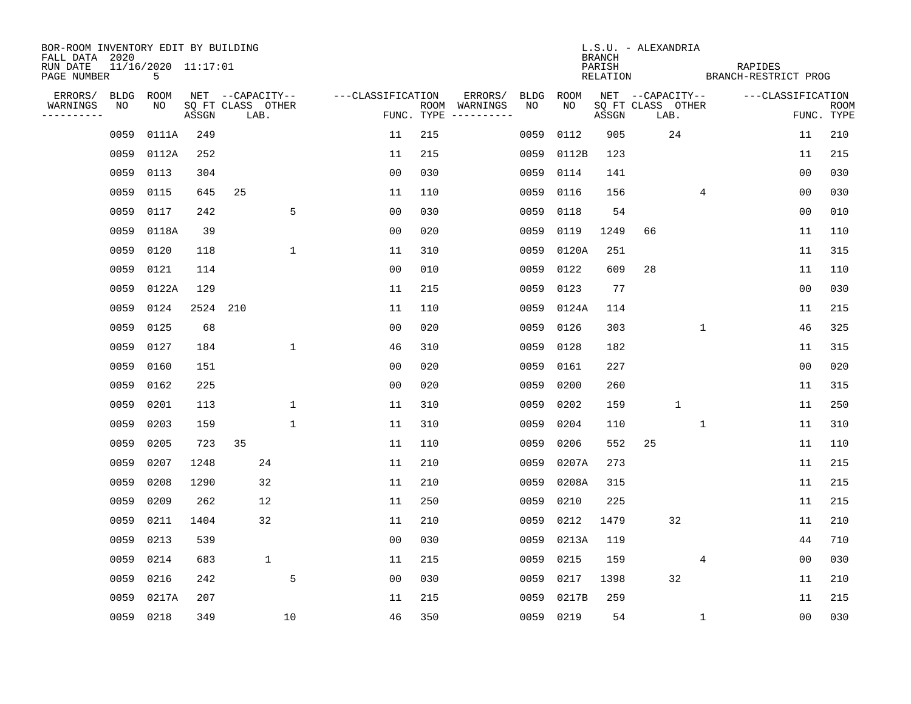BOR-ROOM INVENTORY EDIT BY BUILDING
FALL DATA 2020
RUN DATE 11/16/2020 11:17:01

L.S.U. - ALEXANDRIA
BRANCH
PARISH: RAPIDES
RELATION: BRANCH-RESTRICT PROG

| ERRORS/ WARNINGS | BLDG NO | ROOM NO | NET ASSGN SQ FT | CAPACITY CLASS | CAPACITY LAB | CAPACITY OTHER | CLASSIFICATION FUNC. | ROOM TYPE | ERRORS/ WARNINGS | BLDG NO | ROOM NO | NET ASSGN SQ FT | CAPACITY CLASS | CAPACITY LAB | CAPACITY OTHER | CLASSIFICATION FUNC. | ROOM TYPE |
|---|---|---|---|---|---|---|---|---|---|---|---|---|---|---|---|---|---|
| | 0059 | 0111A | 249 | | | | 11 | 215 | | 0059 | 0112 | 905 | | 24 | | 11 | 210 |
| | 0059 | 0112A | 252 | | | | 11 | 215 | | 0059 | 0112B | 123 | | | | 11 | 215 |
| | 0059 | 0113 | 304 | | | | 00 | 030 | | 0059 | 0114 | 141 | | | | 00 | 030 |
| | 0059 | 0115 | 645 | 25 | | | 11 | 110 | | 0059 | 0116 | 156 | | | 4 | 00 | 030 |
| | 0059 | 0117 | 242 | | | 5 | 00 | 030 | | 0059 | 0118 | 54 | | | | 00 | 010 |
| | 0059 | 0118A | 39 | | | | 00 | 020 | | 0059 | 0119 | 1249 | 66 | | | 11 | 110 |
| | 0059 | 0120 | 118 | | | 1 | 11 | 310 | | 0059 | 0120A | 251 | | | | 11 | 315 |
| | 0059 | 0121 | 114 | | | | 00 | 010 | | 0059 | 0122 | 609 | 28 | | | 11 | 110 |
| | 0059 | 0122A | 129 | | | | 11 | 215 | | 0059 | 0123 | 77 | | | | 00 | 030 |
| | 0059 | 0124 | 2524 | 210 | | | 11 | 110 | | 0059 | 0124A | 114 | | | | 11 | 215 |
| | 0059 | 0125 | 68 | | | | 00 | 020 | | 0059 | 0126 | 303 | | | 1 | 46 | 325 |
| | 0059 | 0127 | 184 | | | 1 | 46 | 310 | | 0059 | 0128 | 182 | | | | 11 | 315 |
| | 0059 | 0160 | 151 | | | | 00 | 020 | | 0059 | 0161 | 227 | | | | 00 | 020 |
| | 0059 | 0162 | 225 | | | | 00 | 020 | | 0059 | 0200 | 260 | | | | 11 | 315 |
| | 0059 | 0201 | 113 | | | 1 | 11 | 310 | | 0059 | 0202 | 159 | | 1 | | 11 | 250 |
| | 0059 | 0203 | 159 | | | 1 | 11 | 310 | | 0059 | 0204 | 110 | | | 1 | 11 | 310 |
| | 0059 | 0205 | 723 | 35 | | | 11 | 110 | | 0059 | 0206 | 552 | 25 | | | 11 | 110 |
| | 0059 | 0207 | 1248 | | 24 | | 11 | 210 | | 0059 | 0207A | 273 | | | | 11 | 215 |
| | 0059 | 0208 | 1290 | | 32 | | 11 | 210 | | 0059 | 0208A | 315 | | | | 11 | 215 |
| | 0059 | 0209 | 262 | | 12 | | 11 | 250 | | 0059 | 0210 | 225 | | | | 11 | 215 |
| | 0059 | 0211 | 1404 | | 32 | | 11 | 210 | | 0059 | 0212 | 1479 | | 32 | | 11 | 210 |
| | 0059 | 0213 | 539 | | | | 00 | 030 | | 0059 | 0213A | 119 | | | | 44 | 710 |
| | 0059 | 0214 | 683 | | 1 | | 11 | 215 | | 0059 | 0215 | 159 | | | 4 | 00 | 030 |
| | 0059 | 0216 | 242 | | | 5 | 00 | 030 | | 0059 | 0217 | 1398 | | 32 | | 11 | 210 |
| | 0059 | 0217A | 207 | | | | 11 | 215 | | 0059 | 0217B | 259 | | | | 11 | 215 |
| | 0059 | 0218 | 349 | | | 10 | 46 | 350 | | 0059 | 0219 | 54 | | | 1 | 00 | 030 |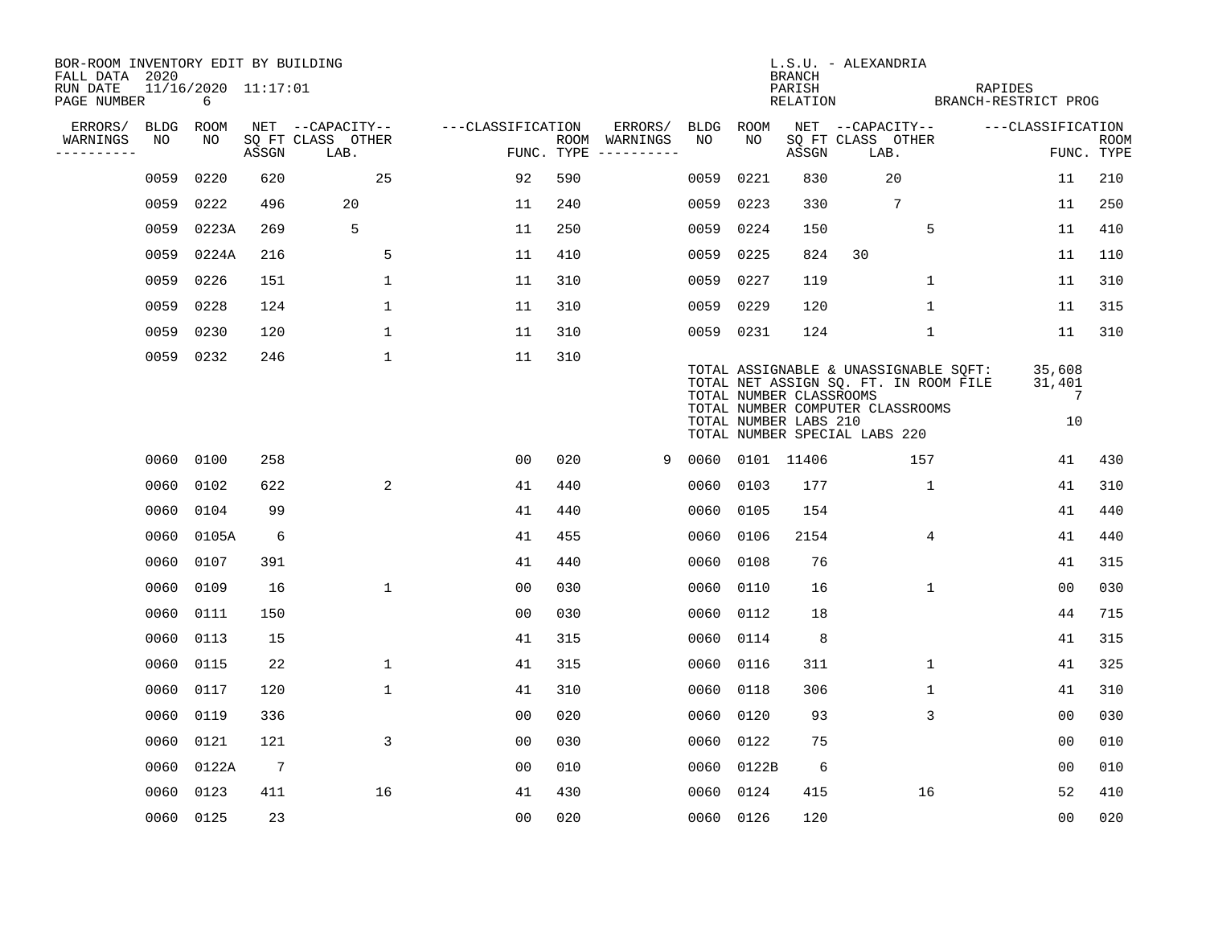BOR-ROOM INVENTORY EDIT BY BUILDING
FALL DATA 2020
RUN DATE 11/16/2020 11:17:01
PAGE NUMBER 6

L.S.U. - ALEXANDRIA
BRANCH
PARISH RAPIDES
RELATION BRANCH-RESTRICT PROG

| ERRORS/ WARNINGS | BLDG NO | ROOM NO | NET SQ FT ASSGN | CAPACITY CLASS LAB. | CAPACITY OTHER | CLASSIFICATION FUNC. | ROOM TYPE | ERRORS/ WARNINGS | BLDG NO | ROOM NO | NET SQ FT ASSGN | CAPACITY CLASS LAB. | CAPACITY OTHER | CLASSIFICATION FUNC. | ROOM TYPE |
|---|---|---|---|---|---|---|---|---|---|---|---|---|---|---|---|
| | 0059 | 0220 | 620 | | 25 | 92 | 590 | | 0059 | 0221 | 830 | 20 | | 11 | 210 |
| | 0059 | 0222 | 496 | 20 | | 11 | 240 | | 0059 | 0223 | 330 | 7 | | 11 | 250 |
| | 0059 | 0223A | 269 | 5 | | 11 | 250 | | 0059 | 0224 | 150 | | 5 | 11 | 410 |
| | 0059 | 0224A | 216 | | 5 | 11 | 410 | | 0059 | 0225 | 824 | 30 | | 11 | 110 |
| | 0059 | 0226 | 151 | | 1 | 11 | 310 | | 0059 | 0227 | 119 | | 1 | 11 | 310 |
| | 0059 | 0228 | 124 | | 1 | 11 | 310 | | 0059 | 0229 | 120 | | 1 | 11 | 315 |
| | 0059 | 0230 | 120 | | 1 | 11 | 310 | | 0059 | 0231 | 124 | | 1 | 11 | 310 |
| | 0059 | 0232 | 246 | | 1 | 11 | 310 | | | | | | | | |

TOTAL ASSIGNABLE & UNASSIGNABLE SQFT: 35,608
TOTAL NET ASSIGN SQ. FT. IN ROOM FILE 31,401
TOTAL NUMBER CLASSROOMS 7
TOTAL NUMBER COMPUTER CLASSROOMS
TOTAL NUMBER LABS 210 10
TOTAL NUMBER SPECIAL LABS 220

| ERRORS/ WARNINGS | BLDG NO | ROOM NO | NET SQ FT ASSGN | CAPACITY CLASS LAB. | CAPACITY OTHER | CLASSIFICATION FUNC. | ROOM TYPE | ERRORS/ WARNINGS | BLDG NO | ROOM NO | NET SQ FT ASSGN | CAPACITY CLASS LAB. | CAPACITY OTHER | CLASSIFICATION FUNC. | ROOM TYPE |
|---|---|---|---|---|---|---|---|---|---|---|---|---|---|---|---|
| | 0060 | 0100 | 258 | | | 00 | 020 | 9 | 0060 | 0101 | 11406 | | 157 | 41 | 430 |
| | 0060 | 0102 | 622 | | 2 | 41 | 440 | | 0060 | 0103 | 177 | | 1 | 41 | 310 |
| | 0060 | 0104 | 99 | | | 41 | 440 | | 0060 | 0105 | 154 | | | 41 | 440 |
| | 0060 | 0105A | 6 | | | 41 | 455 | | 0060 | 0106 | 2154 | | 4 | 41 | 440 |
| | 0060 | 0107 | 391 | | | 41 | 440 | | 0060 | 0108 | 76 | | | 41 | 315 |
| | 0060 | 0109 | 16 | | 1 | 00 | 030 | | 0060 | 0110 | 16 | | 1 | 00 | 030 |
| | 0060 | 0111 | 150 | | | 00 | 030 | | 0060 | 0112 | 18 | | | 44 | 715 |
| | 0060 | 0113 | 15 | | | 41 | 315 | | 0060 | 0114 | 8 | | | 41 | 315 |
| | 0060 | 0115 | 22 | | 1 | 41 | 315 | | 0060 | 0116 | 311 | | 1 | 41 | 325 |
| | 0060 | 0117 | 120 | | 1 | 41 | 310 | | 0060 | 0118 | 306 | | 1 | 41 | 310 |
| | 0060 | 0119 | 336 | | | 00 | 020 | | 0060 | 0120 | 93 | | 3 | 00 | 030 |
| | 0060 | 0121 | 121 | | 3 | 00 | 030 | | 0060 | 0122 | 75 | | | 00 | 010 |
| | 0060 | 0122A | 7 | | | 00 | 010 | | 0060 | 0122B | 6 | | | 00 | 010 |
| | 0060 | 0123 | 411 | | 16 | 41 | 430 | | 0060 | 0124 | 415 | | 16 | 52 | 410 |
| | 0060 | 0125 | 23 | | | 00 | 020 | | 0060 | 0126 | 120 | | | 00 | 020 |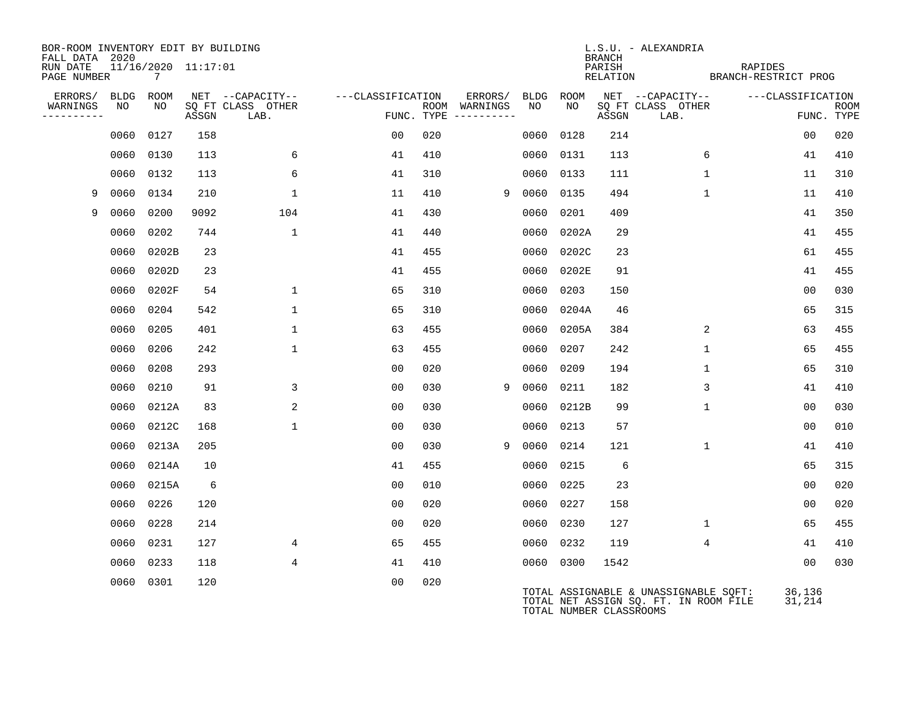BOR-ROOM INVENTORY EDIT BY BUILDING
FALL DATA 2020
RUN DATE 11/16/2020 11:17:01
PAGE NUMBER 7

L.S.U. - ALEXANDRIA
BRANCH
PARISH RAPIDES
RELATION BRANCH-RESTRICT PROG

| ERRORS/ WARNINGS | BLDG NO | ROOM NO | NET SQ FT ASSGN | CAPACITY CLASS LAB. | CAPACITY OTHER | CLASSIFICATION FUNC. | ROOM TYPE | ERRORS/ WARNINGS | BLDG NO | ROOM NO | NET SQ FT ASSGN | CAPACITY CLASS LAB. | CAPACITY OTHER | CLASSIFICATION FUNC. | ROOM TYPE |
|---|---|---|---|---|---|---|---|---|---|---|---|---|---|---|---|
| | 0060 | 0127 | 158 | | | 00 | 020 | | 0060 | 0128 | 214 | | | 00 | 020 |
| | 0060 | 0130 | 113 | | 6 | 41 | 410 | | 0060 | 0131 | 113 | | 6 | 41 | 410 |
| | 0060 | 0132 | 113 | | 6 | 41 | 310 | | 0060 | 0133 | 111 | | 1 | 11 | 310 |
| 9 | 0060 | 0134 | 210 | | 1 | 11 | 410 | 9 | 0060 | 0135 | 494 | | 1 | 11 | 410 |
| 9 | 0060 | 0200 | 9092 | | 104 | 41 | 430 | | 0060 | 0201 | 409 | | | 41 | 350 |
| | 0060 | 0202 | 744 | | 1 | 41 | 440 | | 0060 | 0202A | 29 | | | 41 | 455 |
| | 0060 | 0202B | 23 | | | 41 | 455 | | 0060 | 0202C | 23 | | | 61 | 455 |
| | 0060 | 0202D | 23 | | | 41 | 455 | | 0060 | 0202E | 91 | | | 41 | 455 |
| | 0060 | 0202F | 54 | | 1 | 65 | 310 | | 0060 | 0203 | 150 | | | 00 | 030 |
| | 0060 | 0204 | 542 | | 1 | 65 | 310 | | 0060 | 0204A | 46 | | | 65 | 315 |
| | 0060 | 0205 | 401 | | 1 | 63 | 455 | | 0060 | 0205A | 384 | | 2 | 63 | 455 |
| | 0060 | 0206 | 242 | | 1 | 63 | 455 | | 0060 | 0207 | 242 | | 1 | 65 | 455 |
| | 0060 | 0208 | 293 | | | 00 | 020 | | 0060 | 0209 | 194 | | 1 | 65 | 310 |
| | 0060 | 0210 | 91 | | 3 | 00 | 030 | 9 | 0060 | 0211 | 182 | | 3 | 41 | 410 |
| | 0060 | 0212A | 83 | | 2 | 00 | 030 | | 0060 | 0212B | 99 | | 1 | 00 | 030 |
| | 0060 | 0212C | 168 | | 1 | 00 | 030 | | 0060 | 0213 | 57 | | | 00 | 010 |
| | 0060 | 0213A | 205 | | | 00 | 030 | 9 | 0060 | 0214 | 121 | | 1 | 41 | 410 |
| | 0060 | 0214A | 10 | | | 41 | 455 | | 0060 | 0215 | 6 | | | 65 | 315 |
| | 0060 | 0215A | 6 | | | 00 | 010 | | 0060 | 0225 | 23 | | | 00 | 020 |
| | 0060 | 0226 | 120 | | | 00 | 020 | | 0060 | 0227 | 158 | | | 00 | 020 |
| | 0060 | 0228 | 214 | | | 00 | 020 | | 0060 | 0230 | 127 | | 1 | 65 | 455 |
| | 0060 | 0231 | 127 | | 4 | 65 | 455 | | 0060 | 0232 | 119 | | 4 | 41 | 410 |
| | 0060 | 0233 | 118 | | 4 | 41 | 410 | | 0060 | 0300 | 1542 | | | 00 | 030 |
| | 0060 | 0301 | 120 | | | 00 | 020 | | | | | | | | |

TOTAL ASSIGNABLE & UNASSIGNABLE SQFT: 36,136
TOTAL NET ASSIGN SQ. FT. IN ROOM FILE 31,214
TOTAL NUMBER CLASSROOMS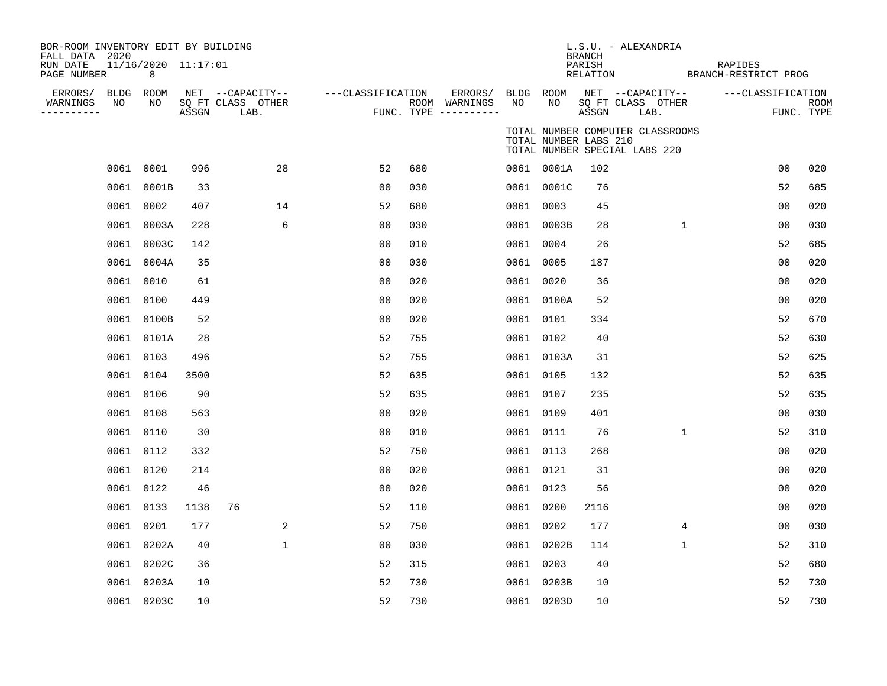BOR-ROOM INVENTORY EDIT BY BUILDING
FALL DATA 2020
RUN DATE 11/16/2020 11:17:01
PAGE NUMBER 8

L.S.U. - ALEXANDRIA
BRANCH
PARISH RAPIDES
RELATION BRANCH-RESTRICT PROG

TOTAL NUMBER COMPUTER CLASSROOMS
TOTAL NUMBER LABS 210
TOTAL NUMBER SPECIAL LABS 220

| ERRORS/ WARNINGS | BLDG NO | ROOM NO | NET SQ FT ASSGN | CAPACITY CLASS LAB. | CAPACITY OTHER | CLASSIFICATION FUNC. | ROOM TYPE | ERRORS/ WARNINGS | BLDG NO | ROOM NO | NET SQ FT ASSGN | CAPACITY CLASS LAB. | CAPACITY OTHER | CLASSIFICATION FUNC. | ROOM TYPE |
|---|---|---|---|---|---|---|---|---|---|---|---|---|---|---|---|
| | 0061 | 0001 | 996 | | 28 | 52 | 680 | | 0061 | 0001A | 102 | | | 00 | 020 |
| | 0061 | 0001B | 33 | | | 00 | 030 | | 0061 | 0001C | 76 | | | 52 | 685 |
| | 0061 | 0002 | 407 | | 14 | 52 | 680 | | 0061 | 0003 | 45 | | | 00 | 020 |
| | 0061 | 0003A | 228 | | 6 | 00 | 030 | | 0061 | 0003B | 28 | | 1 | 00 | 030 |
| | 0061 | 0003C | 142 | | | 00 | 010 | | 0061 | 0004 | 26 | | | 52 | 685 |
| | 0061 | 0004A | 35 | | | 00 | 030 | | 0061 | 0005 | 187 | | | 00 | 020 |
| | 0061 | 0010 | 61 | | | 00 | 020 | | 0061 | 0020 | 36 | | | 00 | 020 |
| | 0061 | 0100 | 449 | | | 00 | 020 | | 0061 | 0100A | 52 | | | 00 | 020 |
| | 0061 | 0100B | 52 | | | 00 | 020 | | 0061 | 0101 | 334 | | | 52 | 670 |
| | 0061 | 0101A | 28 | | | 52 | 755 | | 0061 | 0102 | 40 | | | 52 | 630 |
| | 0061 | 0103 | 496 | | | 52 | 755 | | 0061 | 0103A | 31 | | | 52 | 625 |
| | 0061 | 0104 | 3500 | | | 52 | 635 | | 0061 | 0105 | 132 | | | 52 | 635 |
| | 0061 | 0106 | 90 | | | 52 | 635 | | 0061 | 0107 | 235 | | | 52 | 635 |
| | 0061 | 0108 | 563 | | | 00 | 020 | | 0061 | 0109 | 401 | | | 00 | 030 |
| | 0061 | 0110 | 30 | | | 00 | 010 | | 0061 | 0111 | 76 | | 1 | 52 | 310 |
| | 0061 | 0112 | 332 | | | 52 | 750 | | 0061 | 0113 | 268 | | | 00 | 020 |
| | 0061 | 0120 | 214 | | | 00 | 020 | | 0061 | 0121 | 31 | | | 00 | 020 |
| | 0061 | 0122 | 46 | | | 00 | 020 | | 0061 | 0123 | 56 | | | 00 | 020 |
| | 0061 | 0133 | 1138 | 76 | | 52 | 110 | | 0061 | 0200 | 2116 | | | 00 | 020 |
| | 0061 | 0201 | 177 | | 2 | 52 | 750 | | 0061 | 0202 | 177 | | 4 | 00 | 030 |
| | 0061 | 0202A | 40 | | 1 | 00 | 030 | | 0061 | 0202B | 114 | | 1 | 52 | 310 |
| | 0061 | 0202C | 36 | | | 52 | 315 | | 0061 | 0203 | 40 | | | 52 | 680 |
| | 0061 | 0203A | 10 | | | 52 | 730 | | 0061 | 0203B | 10 | | | 52 | 730 |
| | 0061 | 0203C | 10 | | | 52 | 730 | | 0061 | 0203D | 10 | | | 52 | 730 |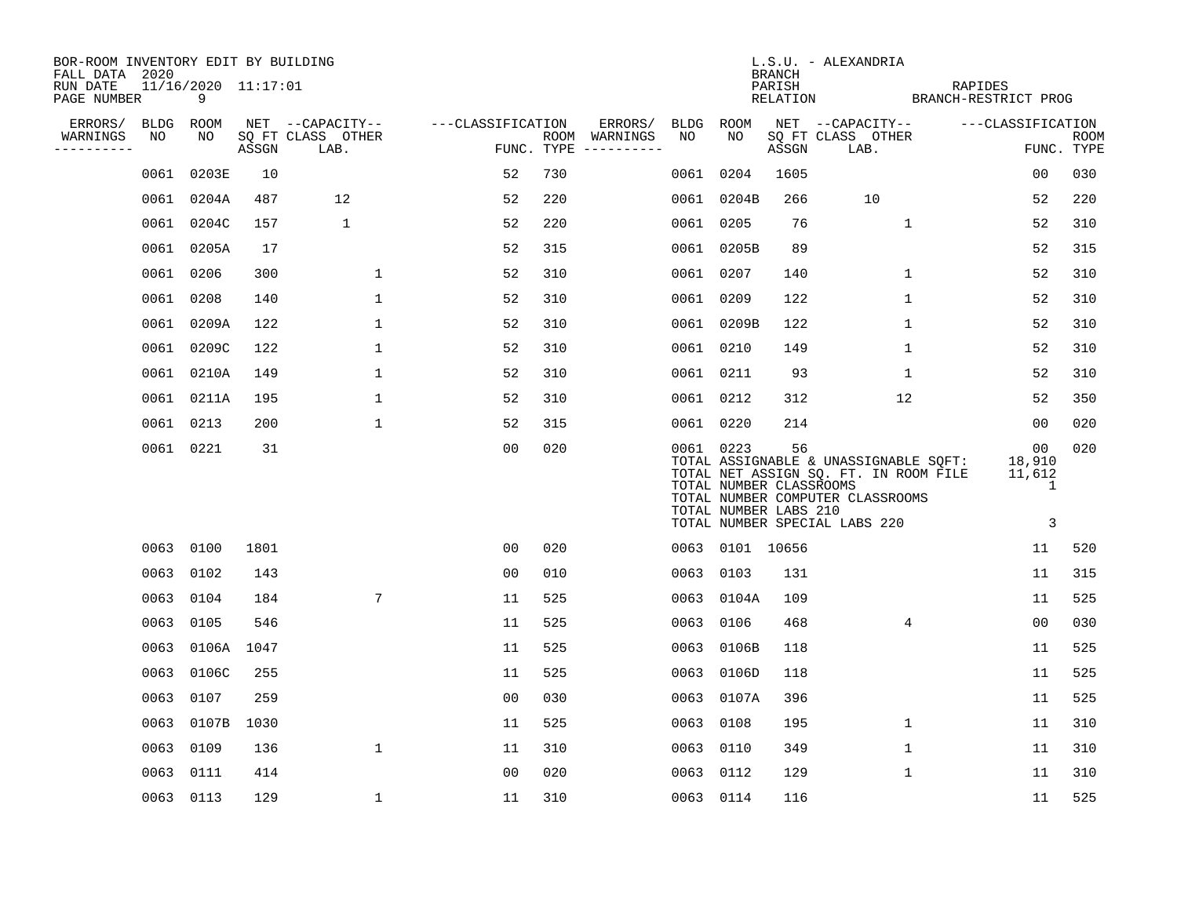BOR-ROOM INVENTORY EDIT BY BUILDING
FALL DATA 2020
RUN DATE 11/16/2020 11:17:01
PAGE NUMBER 9

L.S.U. - ALEXANDRIA
BRANCH
PARISH RAPIDES
RELATION BRANCH-RESTRICT PROG

| ERRORS/ WARNINGS | BLDG NO | ROOM NO | NET SQ FT ASSGN | CAPACITY CLASS LAB. | CAPACITY OTHER | CLASSIFICATION FUNC. | ROOM TYPE | ERRORS/ WARNINGS | BLDG NO | ROOM NO | NET SQ FT ASSGN | CAPACITY CLASS LAB. | CAPACITY OTHER | CLASSIFICATION FUNC. | ROOM TYPE |
|---|---|---|---|---|---|---|---|---|---|---|---|---|---|---|---|
| | 0061 | 0203E | 10 | | | 52 | 730 | | 0061 | 0204 | 1605 | | | 00 | 030 |
| | 0061 | 0204A | 487 | 12 | | 52 | 220 | | 0061 | 0204B | 266 | 10 | | 52 | 220 |
| | 0061 | 0204C | 157 | 1 | | 52 | 220 | | 0061 | 0205 | 76 | | 1 | 52 | 310 |
| | 0061 | 0205A | 17 | | | 52 | 315 | | 0061 | 0205B | 89 | | | 52 | 315 |
| | 0061 | 0206 | 300 | | 1 | 52 | 310 | | 0061 | 0207 | 140 | | 1 | 52 | 310 |
| | 0061 | 0208 | 140 | | 1 | 52 | 310 | | 0061 | 0209 | 122 | | 1 | 52 | 310 |
| | 0061 | 0209A | 122 | | 1 | 52 | 310 | | 0061 | 0209B | 122 | | 1 | 52 | 310 |
| | 0061 | 0209C | 122 | | 1 | 52 | 310 | | 0061 | 0210 | 149 | | 1 | 52 | 310 |
| | 0061 | 0210A | 149 | | 1 | 52 | 310 | | 0061 | 0211 | 93 | | 1 | 52 | 310 |
| | 0061 | 0211A | 195 | | 1 | 52 | 310 | | 0061 | 0212 | 312 | | 12 | 52 | 350 |
| | 0061 | 0213 | 200 | | 1 | 52 | 315 | | 0061 | 0220 | 214 | | | 00 | 020 |
| | 0061 | 0221 | 31 | | | 00 | 020 | | 0061 | 0223 | 56 | | | 00 | 020 |

TOTAL ASSIGNABLE & UNASSIGNABLE SQFT: 18,910
TOTAL NET ASSIGN SQ. FT. IN ROOM FILE 11,612
TOTAL NUMBER CLASSROOMS 1
TOTAL NUMBER COMPUTER CLASSROOMS
TOTAL NUMBER LABS 210
TOTAL NUMBER SPECIAL LABS 220 3

| ERRORS/ WARNINGS | BLDG NO | ROOM NO | NET SQ FT ASSGN | CAPACITY CLASS LAB. | CAPACITY OTHER | CLASSIFICATION FUNC. | ROOM TYPE | ERRORS/ WARNINGS | BLDG NO | ROOM NO | NET SQ FT ASSGN | CAPACITY CLASS LAB. | CAPACITY OTHER | CLASSIFICATION FUNC. | ROOM TYPE |
|---|---|---|---|---|---|---|---|---|---|---|---|---|---|---|---|
| | 0063 | 0100 | 1801 | | | 00 | 020 | | 0063 | 0101 | 10656 | | | 11 | 520 |
| | 0063 | 0102 | 143 | | | 00 | 010 | | 0063 | 0103 | 131 | | | 11 | 315 |
| | 0063 | 0104 | 184 | | 7 | 11 | 525 | | 0063 | 0104A | 109 | | | 11 | 525 |
| | 0063 | 0105 | 546 | | | 11 | 525 | | 0063 | 0106 | 468 | | 4 | 00 | 030 |
| | 0063 | 0106A | 1047 | | | 11 | 525 | | 0063 | 0106B | 118 | | | 11 | 525 |
| | 0063 | 0106C | 255 | | | 11 | 525 | | 0063 | 0106D | 118 | | | 11 | 525 |
| | 0063 | 0107 | 259 | | | 00 | 030 | | 0063 | 0107A | 396 | | | 11 | 525 |
| | 0063 | 0107B | 1030 | | | 11 | 525 | | 0063 | 0108 | 195 | | 1 | 11 | 310 |
| | 0063 | 0109 | 136 | | 1 | 11 | 310 | | 0063 | 0110 | 349 | | 1 | 11 | 310 |
| | 0063 | 0111 | 414 | | | 00 | 020 | | 0063 | 0112 | 129 | | 1 | 11 | 310 |
| | 0063 | 0113 | 129 | | 1 | 11 | 310 | | 0063 | 0114 | 116 | | | 11 | 525 |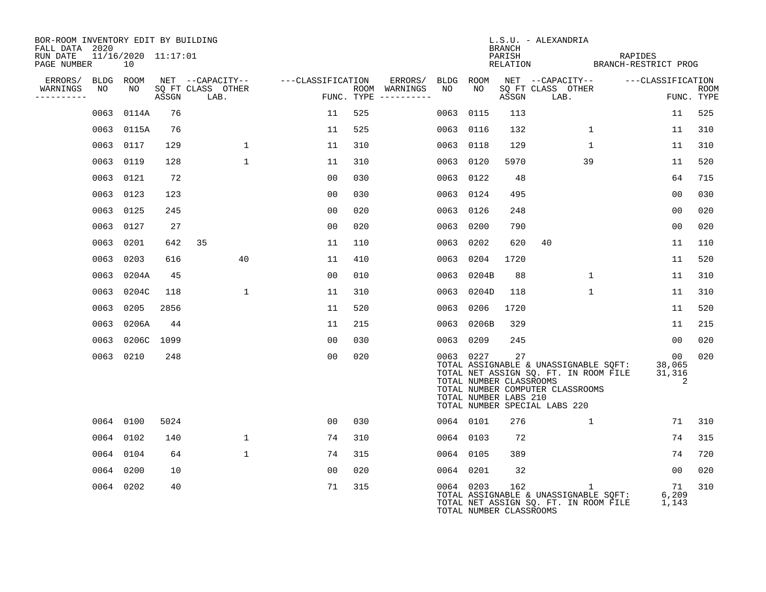BOR-ROOM INVENTORY EDIT BY BUILDING
FALL DATA 2020
RUN DATE 11/16/2020 11:17:01
PAGE NUMBER 10

L.S.U. - ALEXANDRIA
BRANCH
PARISH RAPIDES
RELATION BRANCH-RESTRICT PROG

| ERRORS/ WARNINGS | BLDG NO | ROOM NO | NET SQ FT ASSGN | CAPACITY CLASS | CAPACITY LAB. | CAPACITY OTHER | CLASSIFICATION FUNC. | ROOM TYPE | ERRORS/ WARNINGS | BLDG NO | ROOM NO | NET SQ FT ASSGN | CAPACITY CLASS | CAPACITY LAB. | CAPACITY OTHER | CLASSIFICATION FUNC. | ROOM TYPE |
|---|---|---|---|---|---|---|---|---|---|---|---|---|---|---|---|---|---|
| | 0063 | 0114A | 76 | | | | 11 | 525 | | 0063 | 0115 | 113 | | | | 11 | 525 |
| | 0063 | 0115A | 76 | | | | 11 | 525 | | 0063 | 0116 | 132 | | | 1 | 11 | 310 |
| | 0063 | 0117 | 129 | | | 1 | 11 | 310 | | 0063 | 0118 | 129 | | | 1 | 11 | 310 |
| | 0063 | 0119 | 128 | | | 1 | 11 | 310 | | 0063 | 0120 | 5970 | | | 39 | 11 | 520 |
| | 0063 | 0121 | 72 | | | | 00 | 030 | | 0063 | 0122 | 48 | | | | 64 | 715 |
| | 0063 | 0123 | 123 | | | | 00 | 030 | | 0063 | 0124 | 495 | | | | 00 | 030 |
| | 0063 | 0125 | 245 | | | | 00 | 020 | | 0063 | 0126 | 248 | | | | 00 | 020 |
| | 0063 | 0127 | 27 | | | | 00 | 020 | | 0063 | 0200 | 790 | | | | 00 | 020 |
| | 0063 | 0201 | 642 | 35 | | | 11 | 110 | | 0063 | 0202 | 620 | 40 | | | 11 | 110 |
| | 0063 | 0203 | 616 | | | 40 | 11 | 410 | | 0063 | 0204 | 1720 | | | | 11 | 520 |
| | 0063 | 0204A | 45 | | | | 00 | 010 | | 0063 | 0204B | 88 | | | 1 | 11 | 310 |
| | 0063 | 0204C | 118 | | | 1 | 11 | 310 | | 0063 | 0204D | 118 | | | 1 | 11 | 310 |
| | 0063 | 0205 | 2856 | | | | 11 | 520 | | 0063 | 0206 | 1720 | | | | 11 | 520 |
| | 0063 | 0206A | 44 | | | | 11 | 215 | | 0063 | 0206B | 329 | | | | 11 | 215 |
| | 0063 | 0206C | 1099 | | | | 00 | 030 | | 0063 | 0209 | 245 | | | | 00 | 020 |
| | 0063 | 0210 | 248 | | | | 00 | 020 | | 0063 | 0227 | 27 | | | | 00 | 020 |
| | | | | | | | | | | TOTAL ASSIGNABLE & UNASSIGNABLE SQFT: | | | | | | 38,065 | |
| | | | | | | | | | | TOTAL NET ASSIGN SQ. FT. IN ROOM FILE | | | | | | 31,316 | |
| | | | | | | | | | | TOTAL NUMBER CLASSROOMS | | | | | | 2 | |
| | | | | | | | | | | TOTAL NUMBER COMPUTER CLASSROOMS | | | | | | | |
| | | | | | | | | | | TOTAL NUMBER LABS 210 | | | | | | | |
| | | | | | | | | | | TOTAL NUMBER SPECIAL LABS 220 | | | | | | | |
| | 0064 | 0100 | 5024 | | | | 00 | 030 | | 0064 | 0101 | 276 | | | 1 | 71 | 310 |
| | 0064 | 0102 | 140 | | | 1 | 74 | 310 | | 0064 | 0103 | 72 | | | | 74 | 315 |
| | 0064 | 0104 | 64 | | | 1 | 74 | 315 | | 0064 | 0105 | 389 | | | | 74 | 720 |
| | 0064 | 0200 | 10 | | | | 00 | 020 | | 0064 | 0201 | 32 | | | | 00 | 020 |
| | 0064 | 0202 | 40 | | | | 71 | 315 | | 0064 | 0203 | 162 | | | 1 | 71 | 310 |
| | | | | | | | | | | TOTAL ASSIGNABLE & UNASSIGNABLE SQFT: | | | | | | 6,209 | |
| | | | | | | | | | | TOTAL NET ASSIGN SQ. FT. IN ROOM FILE | | | | | | 1,143 | |
| | | | | | | | | | | TOTAL NUMBER CLASSROOMS | | | | | | | |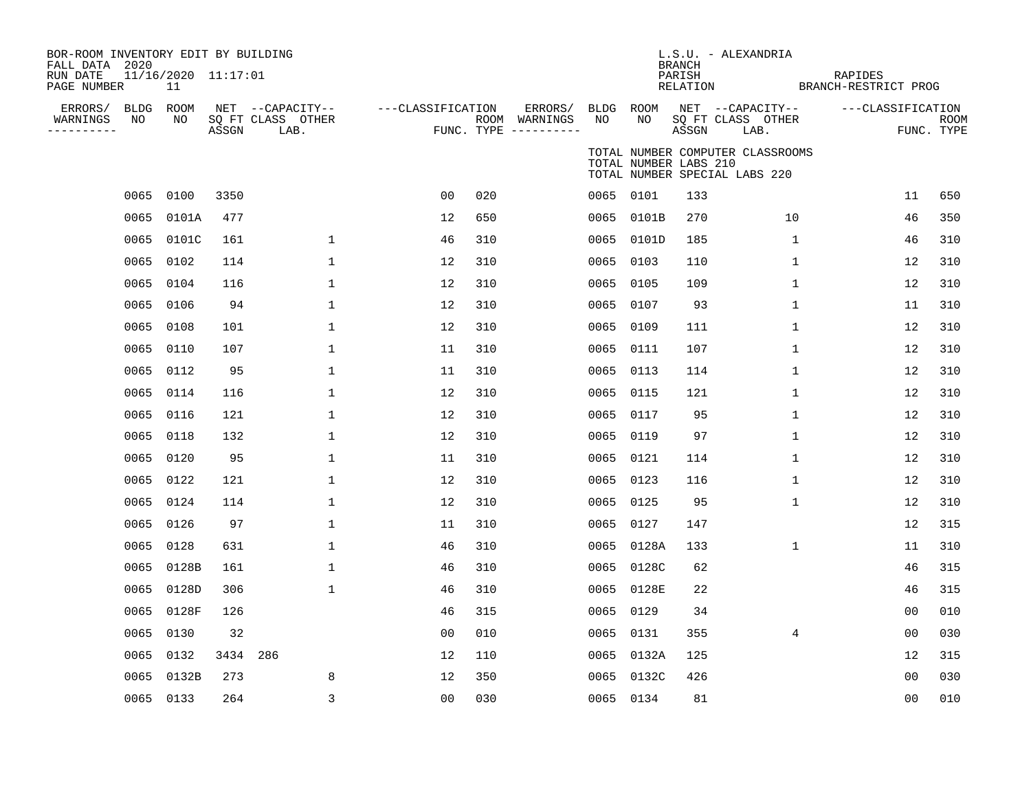BOR-ROOM INVENTORY EDIT BY BUILDING
FALL DATA 2020
RUN DATE 11/16/2020 11:17:01
PAGE NUMBER 11

L.S.U. - ALEXANDRIA
BRANCH
PARISH RAPIDES
RELATION BRANCH-RESTRICT PROG

TOTAL NUMBER COMPUTER CLASSROOMS
TOTAL NUMBER LABS 210
TOTAL NUMBER SPECIAL LABS 220

| ERRORS/ WARNINGS | BLDG NO | ROOM NO | NET SQ FT ASSGN | CAPACITY CLASS LAB. | CAPACITY OTHER | CLASSIFICATION FUNC. | ROOM TYPE | ERRORS/ WARNINGS | BLDG NO | ROOM NO | NET SQ FT ASSGN | CAPACITY CLASS LAB. | CAPACITY OTHER | CLASSIFICATION FUNC. | ROOM TYPE |
|---|---|---|---|---|---|---|---|---|---|---|---|---|---|---|---|
| | 0065 | 0100 | 3350 | | | 00 | 020 | | 0065 | 0101 | 133 | | | 11 | 650 |
| | 0065 | 0101A | 477 | | | 12 | 650 | | 0065 | 0101B | 270 | | 10 | 46 | 350 |
| | 0065 | 0101C | 161 | | 1 | 46 | 310 | | 0065 | 0101D | 185 | | 1 | 46 | 310 |
| | 0065 | 0102 | 114 | | 1 | 12 | 310 | | 0065 | 0103 | 110 | | 1 | 12 | 310 |
| | 0065 | 0104 | 116 | | 1 | 12 | 310 | | 0065 | 0105 | 109 | | 1 | 12 | 310 |
| | 0065 | 0106 | 94 | | 1 | 12 | 310 | | 0065 | 0107 | 93 | | 1 | 11 | 310 |
| | 0065 | 0108 | 101 | | 1 | 12 | 310 | | 0065 | 0109 | 111 | | 1 | 12 | 310 |
| | 0065 | 0110 | 107 | | 1 | 11 | 310 | | 0065 | 0111 | 107 | | 1 | 12 | 310 |
| | 0065 | 0112 | 95 | | 1 | 11 | 310 | | 0065 | 0113 | 114 | | 1 | 12 | 310 |
| | 0065 | 0114 | 116 | | 1 | 12 | 310 | | 0065 | 0115 | 121 | | 1 | 12 | 310 |
| | 0065 | 0116 | 121 | | 1 | 12 | 310 | | 0065 | 0117 | 95 | | 1 | 12 | 310 |
| | 0065 | 0118 | 132 | | 1 | 12 | 310 | | 0065 | 0119 | 97 | | 1 | 12 | 310 |
| | 0065 | 0120 | 95 | | 1 | 11 | 310 | | 0065 | 0121 | 114 | | 1 | 12 | 310 |
| | 0065 | 0122 | 121 | | 1 | 12 | 310 | | 0065 | 0123 | 116 | | 1 | 12 | 310 |
| | 0065 | 0124 | 114 | | 1 | 12 | 310 | | 0065 | 0125 | 95 | | 1 | 12 | 310 |
| | 0065 | 0126 | 97 | | 1 | 11 | 310 | | 0065 | 0127 | 147 | | | 12 | 315 |
| | 0065 | 0128 | 631 | | 1 | 46 | 310 | | 0065 | 0128A | 133 | | 1 | 11 | 310 |
| | 0065 | 0128B | 161 | | 1 | 46 | 310 | | 0065 | 0128C | 62 | | | 46 | 315 |
| | 0065 | 0128D | 306 | | 1 | 46 | 310 | | 0065 | 0128E | 22 | | | 46 | 315 |
| | 0065 | 0128F | 126 | | | 46 | 315 | | 0065 | 0129 | 34 | | | 00 | 010 |
| | 0065 | 0130 | 32 | | | 00 | 010 | | 0065 | 0131 | 355 | | 4 | 00 | 030 |
| | 0065 | 0132 | 3434 | 286 | | 12 | 110 | | 0065 | 0132A | 125 | | | 12 | 315 |
| | 0065 | 0132B | 273 | | 8 | 12 | 350 | | 0065 | 0132C | 426 | | | 00 | 030 |
| | 0065 | 0133 | 264 | | 3 | 00 | 030 | | 0065 | 0134 | 81 | | | 00 | 010 |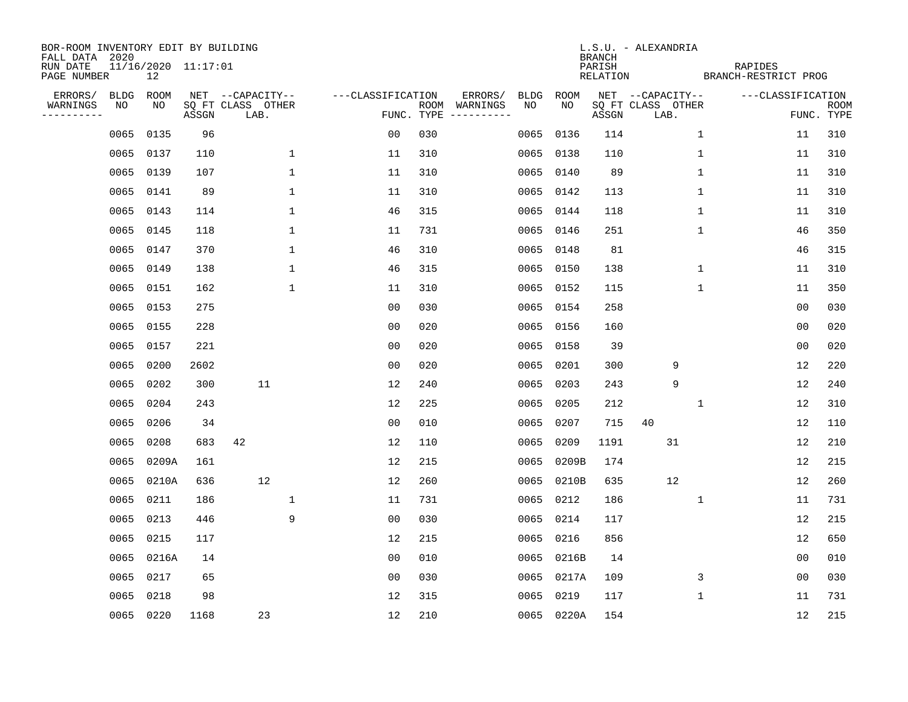BOR-ROOM INVENTORY EDIT BY BUILDING
FALL DATA 2020
RUN DATE 11/16/2020 11:17:01
PAGE NUMBER 12

L.S.U. - ALEXANDRIA
BRANCH
PARISH RAPIDES
RELATION BRANCH-RESTRICT PROG

| ERRORS/ WARNINGS | BLDG NO | ROOM NO | NET SQ FT ASSGN | CAPACITY CLASS LAB. | CAPACITY OTHER | CLASSIFICATION FUNC. | ROOM TYPE | ERRORS/ WARNINGS | BLDG NO | ROOM NO | NET SQ FT ASSGN | CAPACITY CLASS LAB. | CAPACITY OTHER | CLASSIFICATION FUNC. | ROOM TYPE |
|---|---|---|---|---|---|---|---|---|---|---|---|---|---|---|---|
| | 0065 | 0135 | 96 | | | 00 | 030 | | 0065 | 0136 | 114 | | 1 | 11 | 310 |
| | 0065 | 0137 | 110 | | 1 | 11 | 310 | | 0065 | 0138 | 110 | | 1 | 11 | 310 |
| | 0065 | 0139 | 107 | | 1 | 11 | 310 | | 0065 | 0140 | 89 | | 1 | 11 | 310 |
| | 0065 | 0141 | 89 | | 1 | 11 | 310 | | 0065 | 0142 | 113 | | 1 | 11 | 310 |
| | 0065 | 0143 | 114 | | 1 | 46 | 315 | | 0065 | 0144 | 118 | | 1 | 11 | 310 |
| | 0065 | 0145 | 118 | | 1 | 11 | 731 | | 0065 | 0146 | 251 | | 1 | 46 | 350 |
| | 0065 | 0147 | 370 | | 1 | 46 | 310 | | 0065 | 0148 | 81 | | | 46 | 315 |
| | 0065 | 0149 | 138 | | 1 | 46 | 315 | | 0065 | 0150 | 138 | | 1 | 11 | 310 |
| | 0065 | 0151 | 162 | | 1 | 11 | 310 | | 0065 | 0152 | 115 | | 1 | 11 | 350 |
| | 0065 | 0153 | 275 | | | 00 | 030 | | 0065 | 0154 | 258 | | | 00 | 030 |
| | 0065 | 0155 | 228 | | | 00 | 020 | | 0065 | 0156 | 160 | | | 00 | 020 |
| | 0065 | 0157 | 221 | | | 00 | 020 | | 0065 | 0158 | 39 | | | 00 | 020 |
| | 0065 | 0200 | 2602 | | | 00 | 020 | | 0065 | 0201 | 300 | 9 | | 12 | 220 |
| | 0065 | 0202 | 300 | 11 | | 12 | 240 | | 0065 | 0203 | 243 | 9 | | 12 | 240 |
| | 0065 | 0204 | 243 | | | 12 | 225 | | 0065 | 0205 | 212 | | 1 | 12 | 310 |
| | 0065 | 0206 | 34 | | | 00 | 010 | | 0065 | 0207 | 715 | 40 | | 12 | 110 |
| | 0065 | 0208 | 683 | 42 | | 12 | 110 | | 0065 | 0209 | 1191 | 31 | | 12 | 210 |
| | 0065 | 0209A | 161 | | | 12 | 215 | | 0065 | 0209B | 174 | | | 12 | 215 |
| | 0065 | 0210A | 636 | 12 | | 12 | 260 | | 0065 | 0210B | 635 | 12 | | 12 | 260 |
| | 0065 | 0211 | 186 | | 1 | 11 | 731 | | 0065 | 0212 | 186 | | 1 | 11 | 731 |
| | 0065 | 0213 | 446 | | 9 | 00 | 030 | | 0065 | 0214 | 117 | | | 12 | 215 |
| | 0065 | 0215 | 117 | | | 12 | 215 | | 0065 | 0216 | 856 | | | 12 | 650 |
| | 0065 | 0216A | 14 | | | 00 | 010 | | 0065 | 0216B | 14 | | | 00 | 010 |
| | 0065 | 0217 | 65 | | | 00 | 030 | | 0065 | 0217A | 109 | | 3 | 00 | 030 |
| | 0065 | 0218 | 98 | | | 12 | 315 | | 0065 | 0219 | 117 | | 1 | 11 | 731 |
| | 0065 | 0220 | 1168 | 23 | | 12 | 210 | | 0065 | 0220A | 154 | | | 12 | 215 |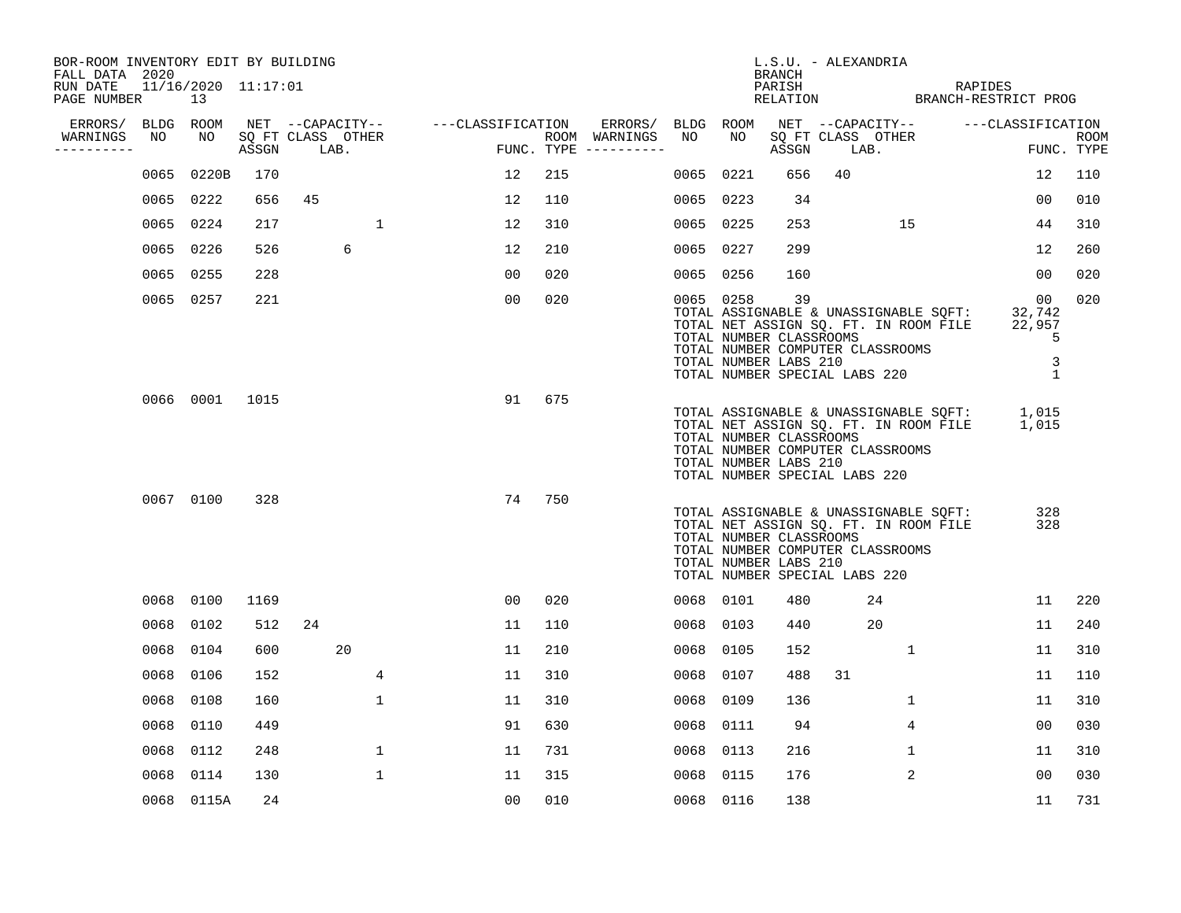BOR-ROOM INVENTORY EDIT BY BUILDING
FALL DATA 2020
RUN DATE 11/16/2020 11:17:01
PAGE NUMBER 13

L.S.U. - ALEXANDRIA
BRANCH
PARISH RAPIDES
RELATION BRANCH-RESTRICT PROG

| ERRORS/ WARNINGS | BLDG NO | ROOM NO | NET SQ FT ASSGN | CAPACITY CLASS | CAPACITY LAB. | CAPACITY OTHER | CLASSIFICATION FUNC. | ROOM TYPE | ERRORS/ WARNINGS | BLDG NO | ROOM NO | NET SQ FT ASSGN | CAPACITY CLASS | CAPACITY LAB. | CAPACITY OTHER | CLASSIFICATION FUNC. | ROOM TYPE |
|---|---|---|---|---|---|---|---|---|---|---|---|---|---|---|---|---|---|
| | 0065 | 0220B | 170 | | | | 12 | 215 | | 0065 | 0221 | 656 | 40 | | | 12 | 110 |
| | 0065 | 0222 | 656 | 45 | | | 12 | 110 | | 0065 | 0223 | 34 | | | | 00 | 010 |
| | 0065 | 0224 | 217 | | | 1 | 12 | 310 | | 0065 | 0225 | 253 | | | 15 | 44 | 310 |
| | 0065 | 0226 | 526 | | 6 | | 12 | 210 | | 0065 | 0227 | 299 | | | | 12 | 260 |
| | 0065 | 0255 | 228 | | | | 00 | 020 | | 0065 | 0256 | 160 | | | | 00 | 020 |
| | 0065 | 0257 | 221 | | | | 00 | 020 | | 0065 | 0258 | 39 | | | | 00 | 020 |

TOTAL ASSIGNABLE & UNASSIGNABLE SQFT: 32,742
TOTAL NET ASSIGN SQ. FT. IN ROOM FILE 22,957
TOTAL NUMBER CLASSROOMS 5
TOTAL NUMBER COMPUTER CLASSROOMS
TOTAL NUMBER LABS 210 3
TOTAL NUMBER SPECIAL LABS 220 1

| ERRORS/ WARNINGS | BLDG NO | ROOM NO | NET SQ FT ASSGN | CAPACITY CLASS | CAPACITY LAB. | CAPACITY OTHER | CLASSIFICATION FUNC. | ROOM TYPE |
|---|---|---|---|---|---|---|---|---|
| | 0066 | 0001 | 1015 | | | | 91 | 675 |

TOTAL ASSIGNABLE & UNASSIGNABLE SQFT: 1,015
TOTAL NET ASSIGN SQ. FT. IN ROOM FILE 1,015
TOTAL NUMBER CLASSROOMS
TOTAL NUMBER COMPUTER CLASSROOMS
TOTAL NUMBER LABS 210
TOTAL NUMBER SPECIAL LABS 220

| ERRORS/ WARNINGS | BLDG NO | ROOM NO | NET SQ FT ASSGN | CAPACITY CLASS | CAPACITY LAB. | CAPACITY OTHER | CLASSIFICATION FUNC. | ROOM TYPE |
|---|---|---|---|---|---|---|---|---|
| | 0067 | 0100 | 328 | | | | 74 | 750 |

TOTAL ASSIGNABLE & UNASSIGNABLE SQFT: 328
TOTAL NET ASSIGN SQ. FT. IN ROOM FILE 328
TOTAL NUMBER CLASSROOMS
TOTAL NUMBER COMPUTER CLASSROOMS
TOTAL NUMBER LABS 210
TOTAL NUMBER SPECIAL LABS 220

| ERRORS/ WARNINGS | BLDG NO | ROOM NO | NET SQ FT ASSGN | CAPACITY CLASS | CAPACITY LAB. | CAPACITY OTHER | CLASSIFICATION FUNC. | ROOM TYPE | ERRORS/ WARNINGS | BLDG NO | ROOM NO | NET SQ FT ASSGN | CAPACITY CLASS | CAPACITY LAB. | CAPACITY OTHER | CLASSIFICATION FUNC. | ROOM TYPE |
|---|---|---|---|---|---|---|---|---|---|---|---|---|---|---|---|---|---|
| | 0068 | 0100 | 1169 | | | | 00 | 020 | | 0068 | 0101 | 480 | | 24 | | 11 | 220 |
| | 0068 | 0102 | 512 | 24 | | | 11 | 110 | | 0068 | 0103 | 440 | | 20 | | 11 | 240 |
| | 0068 | 0104 | 600 | | 20 | | 11 | 210 | | 0068 | 0105 | 152 | | | 1 | 11 | 310 |
| | 0068 | 0106 | 152 | | | 4 | 11 | 310 | | 0068 | 0107 | 488 | 31 | | | 11 | 110 |
| | 0068 | 0108 | 160 | | | 1 | 11 | 310 | | 0068 | 0109 | 136 | | | 1 | 11 | 310 |
| | 0068 | 0110 | 449 | | | | 91 | 630 | | 0068 | 0111 | 94 | | | 4 | 00 | 030 |
| | 0068 | 0112 | 248 | | | 1 | 11 | 731 | | 0068 | 0113 | 216 | | | 1 | 11 | 310 |
| | 0068 | 0114 | 130 | | | 1 | 11 | 315 | | 0068 | 0115 | 176 | | | 2 | 00 | 030 |
| | 0068 | 0115A | 24 | | | | 00 | 010 | | 0068 | 0116 | 138 | | | | 11 | 731 |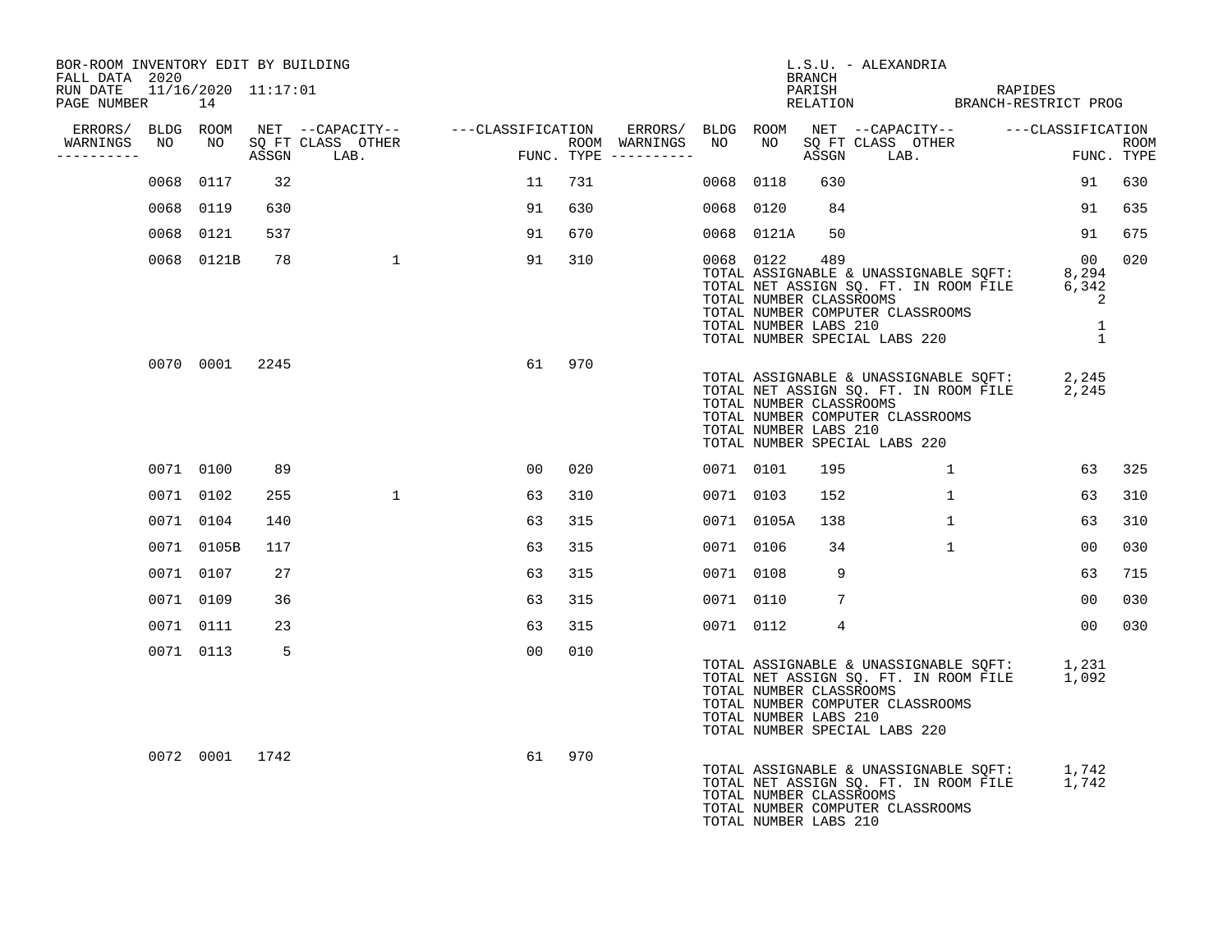BOR-ROOM INVENTORY EDIT BY BUILDING
FALL DATA 2020
RUN DATE 11/16/2020 11:17:01

L.S.U. - ALEXANDRIA
BRANCH
PARISH RAPIDES
RELATION BRANCH-RESTRICT PROG

| ERRORS/ WARNINGS | BLDG NO | ROOM NO | NET SQ FT ASSGN | CAPACITY CLASS LAB. | CAPACITY OTHER | CLASSIFICATION FUNC. | ROOM TYPE | ERRORS/ WARNINGS | BLDG NO | ROOM NO | NET SQ FT ASSGN | CAPACITY CLASS LAB. | CAPACITY OTHER | CLASSIFICATION FUNC. | ROOM TYPE |
|---|---|---|---|---|---|---|---|---|---|---|---|---|---|---|---|
| | 0068 | 0117 | 32 | | | 11 | 731 | | 0068 | 0118 | 630 | | | 91 | 630 |
| | 0068 | 0119 | 630 | | | 91 | 630 | | 0068 | 0120 | 84 | | | 91 | 635 |
| | 0068 | 0121 | 537 | | | 91 | 670 | | 0068 | 0121A | 50 | | | 91 | 675 |
| | 0068 | 0121B | 78 | | 1 | 91 | 310 | | 0068 | 0122 | 489 | | | 00 | 020 |
| | 0071 | 0100 | 89 | | | 00 | 020 | | 0071 | 0101 | 195 | | 1 | 63 | 325 |
| | 0071 | 0102 | 255 | | 1 | 63 | 310 | | 0071 | 0103 | 152 | | 1 | 63 | 310 |
| | 0071 | 0104 | 140 | | | 63 | 315 | | 0071 | 0105A | 138 | | 1 | 63 | 310 |
| | 0071 | 0105B | 117 | | | 63 | 315 | | 0071 | 0106 | 34 | | 1 | 00 | 030 |
| | 0071 | 0107 | 27 | | | 63 | 315 | | 0071 | 0108 | 9 | | | 63 | 715 |
| | 0071 | 0109 | 36 | | | 63 | 315 | | 0071 | 0110 | 7 | | | 00 | 030 |
| | 0071 | 0111 | 23 | | | 63 | 315 | | 0071 | 0112 | 4 | | | 00 | 030 |
| | 0071 | 0113 | 5 | | | 00 | 010 | | | | | | | | |

Building 0068 totals:
- TOTAL ASSIGNABLE & UNASSIGNABLE SQFT: 8,294
- TOTAL NET ASSIGN SQ. FT. IN ROOM FILE 6,342
- TOTAL NUMBER CLASSROOMS 2
- TOTAL NUMBER COMPUTER CLASSROOMS
- TOTAL NUMBER LABS 210 1
- TOTAL NUMBER SPECIAL LABS 220 1

| BLDG NO | ROOM NO | NET SQ FT ASSGN | FUNC. | ROOM TYPE |
|---|---|---|---|---|
| 0070 | 0001 | 2245 | 61 | 970 |

Building 0070 totals:
- TOTAL ASSIGNABLE & UNASSIGNABLE SQFT: 2,245
- TOTAL NET ASSIGN SQ. FT. IN ROOM FILE 2,245
- TOTAL NUMBER CLASSROOMS
- TOTAL NUMBER COMPUTER CLASSROOMS
- TOTAL NUMBER LABS 210
- TOTAL NUMBER SPECIAL LABS 220

Building 0071 totals:
- TOTAL ASSIGNABLE & UNASSIGNABLE SQFT: 1,231
- TOTAL NET ASSIGN SQ. FT. IN ROOM FILE 1,092
- TOTAL NUMBER CLASSROOMS
- TOTAL NUMBER COMPUTER CLASSROOMS
- TOTAL NUMBER LABS 210
- TOTAL NUMBER SPECIAL LABS 220

| BLDG NO | ROOM NO | NET SQ FT ASSGN | FUNC. | ROOM TYPE |
|---|---|---|---|---|
| 0072 | 0001 | 1742 | 61 | 970 |

Building 0072 totals:
- TOTAL ASSIGNABLE & UNASSIGNABLE SQFT: 1,742
- TOTAL NET ASSIGN SQ. FT. IN ROOM FILE 1,742
- TOTAL NUMBER CLASSROOMS
- TOTAL NUMBER COMPUTER CLASSROOMS
- TOTAL NUMBER LABS 210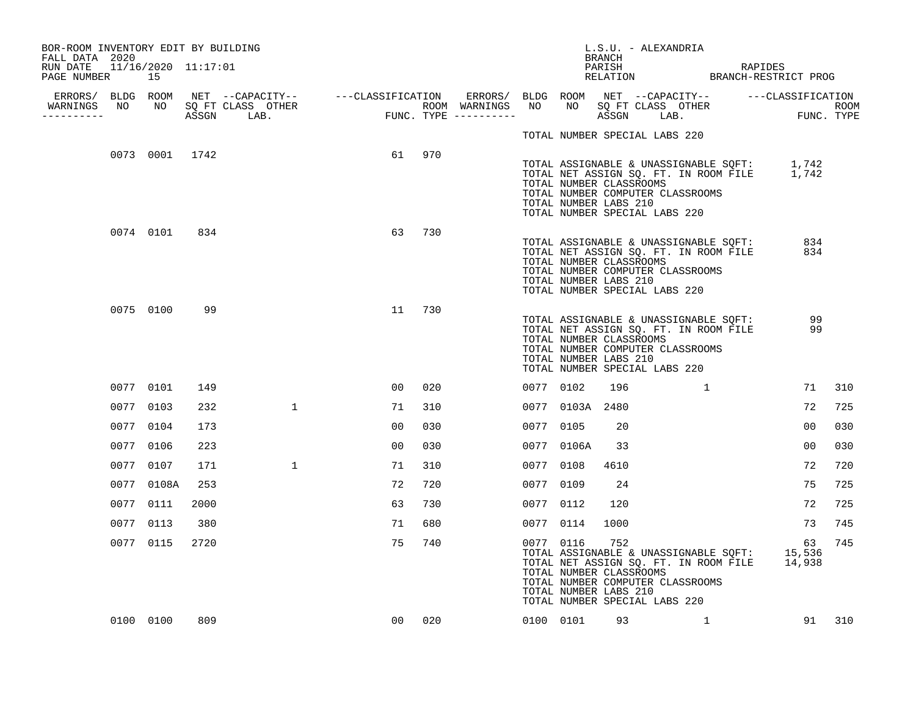BOR-ROOM INVENTORY EDIT BY BUILDING
FALL DATA 2020
RUN DATE 11/16/2020 11:17:01
PAGE NUMBER 15

L.S.U. - ALEXANDRIA
BRANCH
PARISH RAPIDES
RELATION BRANCH-RESTRICT PROG

| ERRORS/ WARNINGS | BLDG NO | ROOM NO | NET SQ FT ASSGN | CAPACITY CLASS LAB. | CAPACITY OTHER | CLASSIFICATION FUNC. | ROOM TYPE | ERRORS/ WARNINGS | BLDG NO | ROOM NO | NET SQ FT ASSGN | CAPACITY CLASS LAB. | CAPACITY OTHER | CLASSIFICATION FUNC. | ROOM TYPE |
|---|---|---|---|---|---|---|---|---|---|---|---|---|---|---|---|
| | | | | | | | | | TOTAL NUMBER SPECIAL LABS 220 | | | | | | |
| | 0073 | 0001 | 1742 | | | 61 | 970 | | TOTAL ASSIGNABLE & UNASSIGNABLE SQFT: | | | | | 1,742 | |
| | | | | | | | | | TOTAL NET ASSIGN SQ. FT. IN ROOM FILE | | | | | 1,742 | |
| | | | | | | | | | TOTAL NUMBER CLASSROOMS | | | | | | |
| | | | | | | | | | TOTAL NUMBER COMPUTER CLASSROOMS | | | | | | |
| | | | | | | | | | TOTAL NUMBER LABS 210 | | | | | | |
| | | | | | | | | | TOTAL NUMBER SPECIAL LABS 220 | | | | | | |
| | 0074 | 0101 | 834 | | | 63 | 730 | | TOTAL ASSIGNABLE & UNASSIGNABLE SQFT: | | | | | 834 | |
| | | | | | | | | | TOTAL NET ASSIGN SQ. FT. IN ROOM FILE | | | | | 834 | |
| | | | | | | | | | TOTAL NUMBER CLASSROOMS | | | | | | |
| | | | | | | | | | TOTAL NUMBER COMPUTER CLASSROOMS | | | | | | |
| | | | | | | | | | TOTAL NUMBER LABS 210 | | | | | | |
| | | | | | | | | | TOTAL NUMBER SPECIAL LABS 220 | | | | | | |
| | 0075 | 0100 | 99 | | | 11 | 730 | | TOTAL ASSIGNABLE & UNASSIGNABLE SQFT: | | | | | 99 | |
| | | | | | | | | | TOTAL NET ASSIGN SQ. FT. IN ROOM FILE | | | | | 99 | |
| | | | | | | | | | TOTAL NUMBER CLASSROOMS | | | | | | |
| | | | | | | | | | TOTAL NUMBER COMPUTER CLASSROOMS | | | | | | |
| | | | | | | | | | TOTAL NUMBER LABS 210 | | | | | | |
| | | | | | | | | | TOTAL NUMBER SPECIAL LABS 220 | | | | | | |
| | 0077 | 0101 | 149 | | | 00 | 020 | | 0077 | 0102 | 196 | | 1 | 71 | 310 |
| | 0077 | 0103 | 232 | | 1 | 71 | 310 | | 0077 | 0103A | 2480 | | | 72 | 725 |
| | 0077 | 0104 | 173 | | | 00 | 030 | | 0077 | 0105 | 20 | | | 00 | 030 |
| | 0077 | 0106 | 223 | | | 00 | 030 | | 0077 | 0106A | 33 | | | 00 | 030 |
| | 0077 | 0107 | 171 | | 1 | 71 | 310 | | 0077 | 0108 | 4610 | | | 72 | 720 |
| | 0077 | 0108A | 253 | | | 72 | 720 | | 0077 | 0109 | 24 | | | 75 | 725 |
| | 0077 | 0111 | 2000 | | | 63 | 730 | | 0077 | 0112 | 120 | | | 72 | 725 |
| | 0077 | 0113 | 380 | | | 71 | 680 | | 0077 | 0114 | 1000 | | | 73 | 745 |
| | 0077 | 0115 | 2720 | | | 75 | 740 | | 0077 | 0116 | 752 | | | 63 | 745 |
| | | | | | | | | | TOTAL ASSIGNABLE & UNASSIGNABLE SQFT: | | | | | 15,536 | |
| | | | | | | | | | TOTAL NET ASSIGN SQ. FT. IN ROOM FILE | | | | | 14,938 | |
| | | | | | | | | | TOTAL NUMBER CLASSROOMS | | | | | | |
| | | | | | | | | | TOTAL NUMBER COMPUTER CLASSROOMS | | | | | | |
| | | | | | | | | | TOTAL NUMBER LABS 210 | | | | | | |
| | | | | | | | | | TOTAL NUMBER SPECIAL LABS 220 | | | | | | |
| | 0100 | 0100 | 809 | | | 00 | 020 | | 0100 | 0101 | 93 | | 1 | 91 | 310 |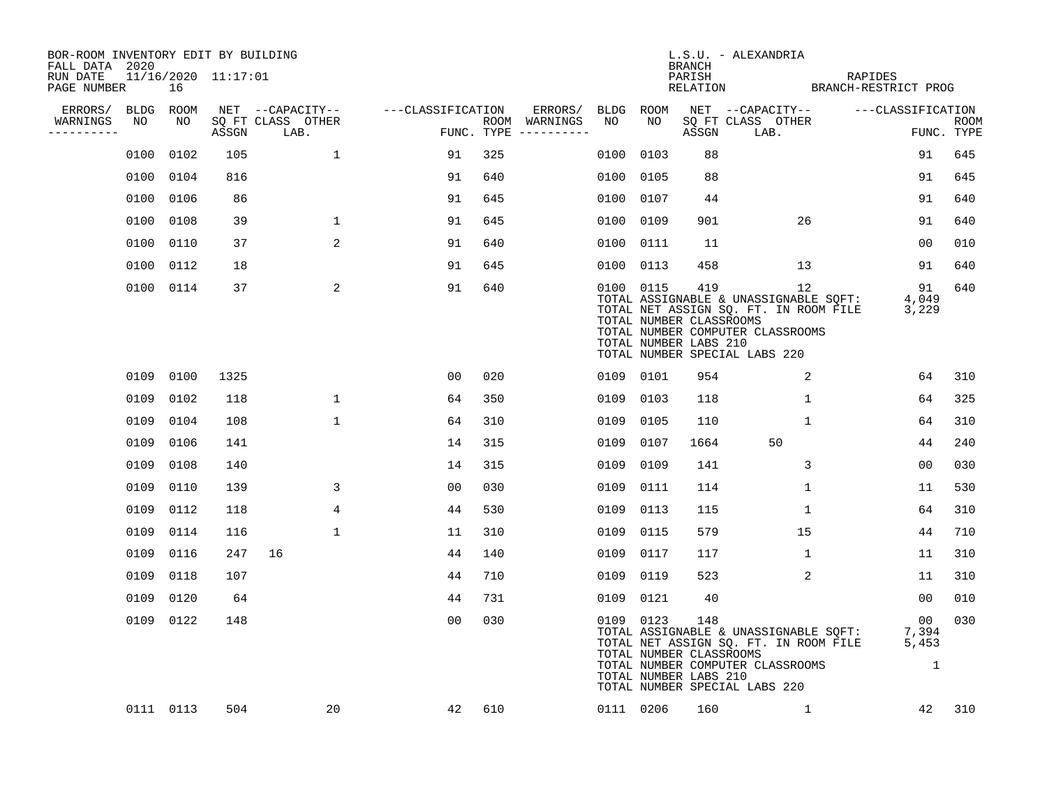BOR-ROOM INVENTORY EDIT BY BUILDING
FALL DATA 2020
RUN DATE 11/16/2020 11:17:01
PAGE NUMBER 16

L.S.U. - ALEXANDRIA
BRANCH
PARISH RAPIDES
RELATION BRANCH-RESTRICT PROG

| ERRORS/ WARNINGS | BLDG NO | ROOM NO | NET SQ FT ASSGN | CAPACITY CLASS LAB. | CAPACITY OTHER | CLASSIFICATION FUNC. | ROOM TYPE | ERRORS/ WARNINGS | BLDG NO | ROOM NO | NET SQ FT ASSGN | CAPACITY CLASS LAB. | CAPACITY OTHER | CLASSIFICATION FUNC. | ROOM TYPE |
|---|---|---|---|---|---|---|---|---|---|---|---|---|---|---|---|
| | 0100 | 0102 | 105 | | 1 | 91 | 325 | | 0100 | 0103 | 88 | | | 91 | 645 |
| | 0100 | 0104 | 816 | | | 91 | 640 | | 0100 | 0105 | 88 | | | 91 | 645 |
| | 0100 | 0106 | 86 | | | 91 | 645 | | 0100 | 0107 | 44 | | | 91 | 640 |
| | 0100 | 0108 | 39 | | 1 | 91 | 645 | | 0100 | 0109 | 901 | | 26 | 91 | 640 |
| | 0100 | 0110 | 37 | | 2 | 91 | 640 | | 0100 | 0111 | 11 | | | 00 | 010 |
| | 0100 | 0112 | 18 | | | 91 | 645 | | 0100 | 0113 | 458 | | 13 | 91 | 640 |
| | 0100 | 0114 | 37 | | 2 | 91 | 640 | | 0100 | 0115 | 419 | | 12 | 91 | 640 |

TOTAL ASSIGNABLE & UNASSIGNABLE SQFT: 4,049
TOTAL NET ASSIGN SQ. FT. IN ROOM FILE 3,229
TOTAL NUMBER CLASSROOMS
TOTAL NUMBER COMPUTER CLASSROOMS
TOTAL NUMBER LABS 210
TOTAL NUMBER SPECIAL LABS 220

| ERRORS/ WARNINGS | BLDG NO | ROOM NO | NET SQ FT ASSGN | CAPACITY CLASS LAB. | CAPACITY OTHER | CLASSIFICATION FUNC. | ROOM TYPE | ERRORS/ WARNINGS | BLDG NO | ROOM NO | NET SQ FT ASSGN | CAPACITY CLASS LAB. | CAPACITY OTHER | CLASSIFICATION FUNC. | ROOM TYPE |
|---|---|---|---|---|---|---|---|---|---|---|---|---|---|---|---|
| | 0109 | 0100 | 1325 | | | 00 | 020 | | 0109 | 0101 | 954 | | 2 | 64 | 310 |
| | 0109 | 0102 | 118 | | 1 | 64 | 350 | | 0109 | 0103 | 118 | | 1 | 64 | 325 |
| | 0109 | 0104 | 108 | | 1 | 64 | 310 | | 0109 | 0105 | 110 | | 1 | 64 | 310 |
| | 0109 | 0106 | 141 | | | 14 | 315 | | 0109 | 0107 | 1664 | 50 | | 44 | 240 |
| | 0109 | 0108 | 140 | | | 14 | 315 | | 0109 | 0109 | 141 | | 3 | 00 | 030 |
| | 0109 | 0110 | 139 | | 3 | 00 | 030 | | 0109 | 0111 | 114 | | 1 | 11 | 530 |
| | 0109 | 0112 | 118 | | 4 | 44 | 530 | | 0109 | 0113 | 115 | | 1 | 64 | 310 |
| | 0109 | 0114 | 116 | | 1 | 11 | 310 | | 0109 | 0115 | 579 | | 15 | 44 | 710 |
| | 0109 | 0116 | 247 | 16 | | 44 | 140 | | 0109 | 0117 | 117 | | 1 | 11 | 310 |
| | 0109 | 0118 | 107 | | | 44 | 710 | | 0109 | 0119 | 523 | | 2 | 11 | 310 |
| | 0109 | 0120 | 64 | | | 44 | 731 | | 0109 | 0121 | 40 | | | 00 | 010 |
| | 0109 | 0122 | 148 | | | 00 | 030 | | 0109 | 0123 | 148 | | | 00 | 030 |

TOTAL ASSIGNABLE & UNASSIGNABLE SQFT: 7,394
TOTAL NET ASSIGN SQ. FT. IN ROOM FILE 5,453
TOTAL NUMBER CLASSROOMS
TOTAL NUMBER COMPUTER CLASSROOMS 1
TOTAL NUMBER LABS 210
TOTAL NUMBER SPECIAL LABS 220

| ERRORS/ WARNINGS | BLDG NO | ROOM NO | NET SQ FT ASSGN | CAPACITY CLASS LAB. | CAPACITY OTHER | CLASSIFICATION FUNC. | ROOM TYPE | ERRORS/ WARNINGS | BLDG NO | ROOM NO | NET SQ FT ASSGN | CAPACITY CLASS LAB. | CAPACITY OTHER | CLASSIFICATION FUNC. | ROOM TYPE |
|---|---|---|---|---|---|---|---|---|---|---|---|---|---|---|---|
| | 0111 | 0113 | 504 | | 20 | 42 | 610 | | 0111 | 0206 | 160 | | 1 | 42 | 310 |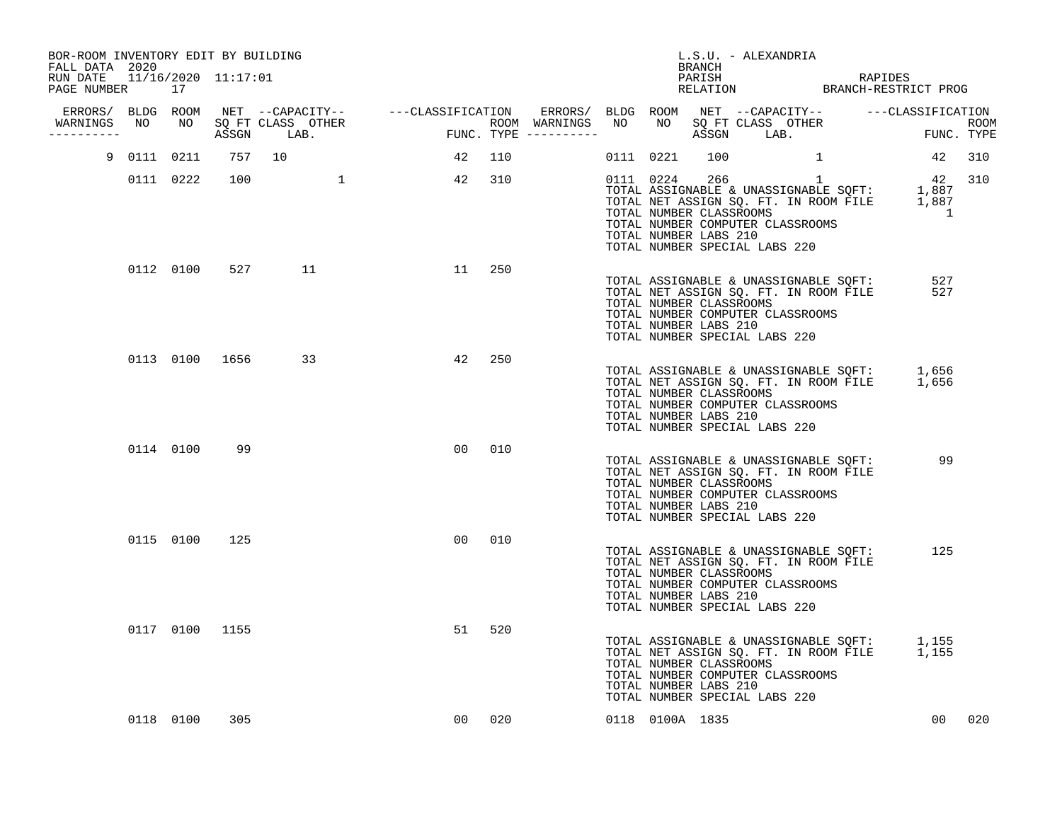BOR-ROOM INVENTORY EDIT BY BUILDING
FALL DATA 2020
RUN DATE 11/16/2020 11:17:01
PAGE NUMBER 17

L.S.U. - ALEXANDRIA
BRANCH
PARISH RAPIDES
RELATION BRANCH-RESTRICT PROG

| ERRORS/ WARNINGS | BLDG NO | ROOM NO | NET SQ FT ASSGN | CAPACITY CLASS | CAPACITY LAB. | CAPACITY OTHER | CLASSIFICATION FUNC. | ROOM TYPE | ERRORS/ WARNINGS | BLDG NO | ROOM NO | NET SQ FT ASSGN | CAPACITY CLASS | CAPACITY LAB. | CAPACITY OTHER | CLASSIFICATION FUNC. | ROOM TYPE |
|---|---|---|---|---|---|---|---|---|---|---|---|---|---|---|---|---|---|
| 9 | 0111 | 0211 | 757 | 10 | | | 42 | 110 | | 0111 | 0221 | 100 | | | 1 | 42 | 310 |
| | 0111 | 0222 | 100 | | | 1 | 42 | 310 | | 0111 | 0224 | 266 | | | 1 | 42 | 310 |

TOTAL ASSIGNABLE & UNASSIGNABLE SQFT: 1,887
TOTAL NET ASSIGN SQ. FT. IN ROOM FILE 1,887
TOTAL NUMBER CLASSROOMS 1
TOTAL NUMBER COMPUTER CLASSROOMS
TOTAL NUMBER LABS 210
TOTAL NUMBER SPECIAL LABS 220

| ERRORS/ WARNINGS | BLDG NO | ROOM NO | NET SQ FT ASSGN | CAPACITY CLASS | CAPACITY LAB. | CAPACITY OTHER | CLASSIFICATION FUNC. | ROOM TYPE |
|---|---|---|---|---|---|---|---|---|
| | 0112 | 0100 | 527 | | 11 | | 11 | 250 |

TOTAL ASSIGNABLE & UNASSIGNABLE SQFT: 527
TOTAL NET ASSIGN SQ. FT. IN ROOM FILE 527
TOTAL NUMBER CLASSROOMS
TOTAL NUMBER COMPUTER CLASSROOMS
TOTAL NUMBER LABS 210
TOTAL NUMBER SPECIAL LABS 220

| ERRORS/ WARNINGS | BLDG NO | ROOM NO | NET SQ FT ASSGN | CAPACITY CLASS | CAPACITY LAB. | CAPACITY OTHER | CLASSIFICATION FUNC. | ROOM TYPE |
|---|---|---|---|---|---|---|---|---|
| | 0113 | 0100 | 1656 | | 33 | | 42 | 250 |

TOTAL ASSIGNABLE & UNASSIGNABLE SQFT: 1,656
TOTAL NET ASSIGN SQ. FT. IN ROOM FILE 1,656
TOTAL NUMBER CLASSROOMS
TOTAL NUMBER COMPUTER CLASSROOMS
TOTAL NUMBER LABS 210
TOTAL NUMBER SPECIAL LABS 220

| ERRORS/ WARNINGS | BLDG NO | ROOM NO | NET SQ FT ASSGN | CAPACITY CLASS | CAPACITY LAB. | CAPACITY OTHER | CLASSIFICATION FUNC. | ROOM TYPE |
|---|---|---|---|---|---|---|---|---|
| | 0114 | 0100 | 99 | | | | 00 | 010 |

TOTAL ASSIGNABLE & UNASSIGNABLE SQFT: 99
TOTAL NET ASSIGN SQ. FT. IN ROOM FILE
TOTAL NUMBER CLASSROOMS
TOTAL NUMBER COMPUTER CLASSROOMS
TOTAL NUMBER LABS 210
TOTAL NUMBER SPECIAL LABS 220

| ERRORS/ WARNINGS | BLDG NO | ROOM NO | NET SQ FT ASSGN | CAPACITY CLASS | CAPACITY LAB. | CAPACITY OTHER | CLASSIFICATION FUNC. | ROOM TYPE |
|---|---|---|---|---|---|---|---|---|
| | 0115 | 0100 | 125 | | | | 00 | 010 |

TOTAL ASSIGNABLE & UNASSIGNABLE SQFT: 125
TOTAL NET ASSIGN SQ. FT. IN ROOM FILE
TOTAL NUMBER CLASSROOMS
TOTAL NUMBER COMPUTER CLASSROOMS
TOTAL NUMBER LABS 210
TOTAL NUMBER SPECIAL LABS 220

| ERRORS/ WARNINGS | BLDG NO | ROOM NO | NET SQ FT ASSGN | CAPACITY CLASS | CAPACITY LAB. | CAPACITY OTHER | CLASSIFICATION FUNC. | ROOM TYPE |
|---|---|---|---|---|---|---|---|---|
| | 0117 | 0100 | 1155 | | | | 51 | 520 |

TOTAL ASSIGNABLE & UNASSIGNABLE SQFT: 1,155
TOTAL NET ASSIGN SQ. FT. IN ROOM FILE 1,155
TOTAL NUMBER CLASSROOMS
TOTAL NUMBER COMPUTER CLASSROOMS
TOTAL NUMBER LABS 210
TOTAL NUMBER SPECIAL LABS 220

| ERRORS/ WARNINGS | BLDG NO | ROOM NO | NET SQ FT ASSGN | CAPACITY CLASS | CAPACITY LAB. | CAPACITY OTHER | CLASSIFICATION FUNC. | ROOM TYPE | ERRORS/ WARNINGS | BLDG NO | ROOM NO | NET SQ FT ASSGN | CAPACITY CLASS | CAPACITY LAB. | CAPACITY OTHER | CLASSIFICATION FUNC. | ROOM TYPE |
|---|---|---|---|---|---|---|---|---|---|---|---|---|---|---|---|---|---|
| | 0118 | 0100 | 305 | | | | 00 | 020 | | 0118 | 0100A | 1835 | | | | 00 | 020 |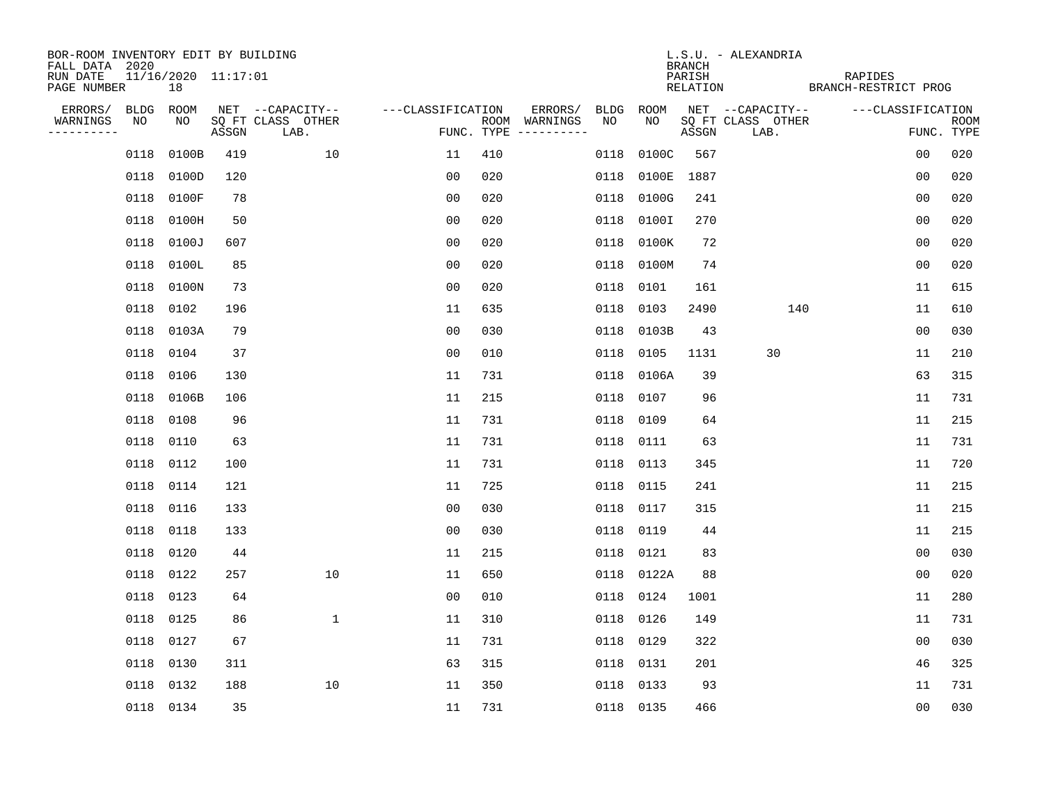BOR-ROOM INVENTORY EDIT BY BUILDING
FALL DATA 2020
RUN DATE 11/16/2020 11:17:01
PAGE NUMBER 18

L.S.U. - ALEXANDRIA
BRANCH
PARISH RAPIDES
RELATION BRANCH-RESTRICT PROG

| ERRORS/ WARNINGS | BLDG NO | ROOM NO | NET SQ FT ASSGN | --CAPACITY-- CLASS LAB. | OTHER | ---CLASSIFICATION FUNC. | ROOM TYPE | ERRORS/ WARNINGS | BLDG NO | ROOM NO | NET SQ FT ASSGN | --CAPACITY-- CLASS LAB. | OTHER | ---CLASSIFICATION FUNC. | ROOM TYPE |
|---|---|---|---|---|---|---|---|---|---|---|---|---|---|---|---|
| | 0118 | 0100B | 419 | | 10 | 11 | 410 | | 0118 | 0100C | 567 | | | 00 | 020 |
| | 0118 | 0100D | 120 | | | 00 | 020 | | 0118 | 0100E | 1887 | | | 00 | 020 |
| | 0118 | 0100F | 78 | | | 00 | 020 | | 0118 | 0100G | 241 | | | 00 | 020 |
| | 0118 | 0100H | 50 | | | 00 | 020 | | 0118 | 0100I | 270 | | | 00 | 020 |
| | 0118 | 0100J | 607 | | | 00 | 020 | | 0118 | 0100K | 72 | | | 00 | 020 |
| | 0118 | 0100L | 85 | | | 00 | 020 | | 0118 | 0100M | 74 | | | 00 | 020 |
| | 0118 | 0100N | 73 | | | 00 | 020 | | 0118 | 0101 | 161 | | | 11 | 615 |
| | 0118 | 0102 | 196 | | | 11 | 635 | | 0118 | 0103 | 2490 | | 140 | 11 | 610 |
| | 0118 | 0103A | 79 | | | 00 | 030 | | 0118 | 0103B | 43 | | | 00 | 030 |
| | 0118 | 0104 | 37 | | | 00 | 010 | | 0118 | 0105 | 1131 | 30 | | 11 | 210 |
| | 0118 | 0106 | 130 | | | 11 | 731 | | 0118 | 0106A | 39 | | | 63 | 315 |
| | 0118 | 0106B | 106 | | | 11 | 215 | | 0118 | 0107 | 96 | | | 11 | 731 |
| | 0118 | 0108 | 96 | | | 11 | 731 | | 0118 | 0109 | 64 | | | 11 | 215 |
| | 0118 | 0110 | 63 | | | 11 | 731 | | 0118 | 0111 | 63 | | | 11 | 731 |
| | 0118 | 0112 | 100 | | | 11 | 731 | | 0118 | 0113 | 345 | | | 11 | 720 |
| | 0118 | 0114 | 121 | | | 11 | 725 | | 0118 | 0115 | 241 | | | 11 | 215 |
| | 0118 | 0116 | 133 | | | 00 | 030 | | 0118 | 0117 | 315 | | | 11 | 215 |
| | 0118 | 0118 | 133 | | | 00 | 030 | | 0118 | 0119 | 44 | | | 11 | 215 |
| | 0118 | 0120 | 44 | | | 11 | 215 | | 0118 | 0121 | 83 | | | 00 | 030 |
| | 0118 | 0122 | 257 | | 10 | 11 | 650 | | 0118 | 0122A | 88 | | | 00 | 020 |
| | 0118 | 0123 | 64 | | | 00 | 010 | | 0118 | 0124 | 1001 | | | 11 | 280 |
| | 0118 | 0125 | 86 | | 1 | 11 | 310 | | 0118 | 0126 | 149 | | | 11 | 731 |
| | 0118 | 0127 | 67 | | | 11 | 731 | | 0118 | 0129 | 322 | | | 00 | 030 |
| | 0118 | 0130 | 311 | | | 63 | 315 | | 0118 | 0131 | 201 | | | 46 | 325 |
| | 0118 | 0132 | 188 | | 10 | 11 | 350 | | 0118 | 0133 | 93 | | | 11 | 731 |
| | 0118 | 0134 | 35 | | | 11 | 731 | | 0118 | 0135 | 466 | | | 00 | 030 |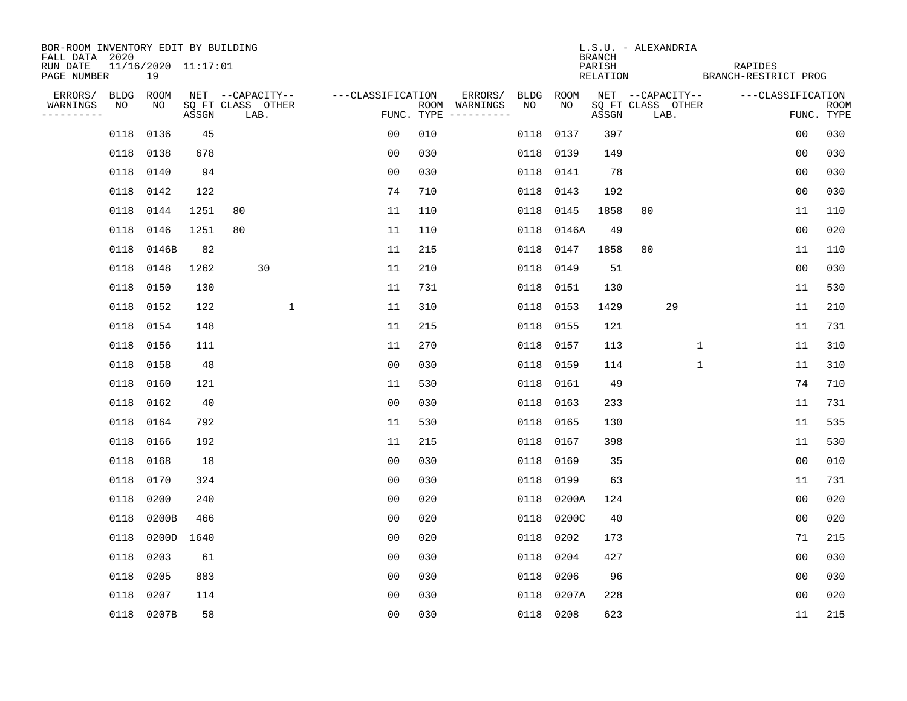BOR-ROOM INVENTORY EDIT BY BUILDING
FALL DATA 2020
RUN DATE 11/16/2020 11:17:01
PAGE NUMBER 19

L.S.U. - ALEXANDRIA
BRANCH
PARISH RAPIDES
RELATION BRANCH-RESTRICT PROG

| ERRORS/ WARNINGS | BLDG NO | ROOM NO | NET SQ FT ASSGN | CAPACITY CLASS | LAB. | OTHER | CLASSIFICATION FUNC. | ROOM TYPE | ERRORS/ WARNINGS | BLDG NO | ROOM NO | NET SQ FT ASSGN | CAPACITY CLASS | LAB. | OTHER | CLASSIFICATION FUNC. | ROOM TYPE |
|---|---|---|---|---|---|---|---|---|---|---|---|---|---|---|---|---|---|
| | 0118 | 0136 | 45 | | | | 00 | 010 | | 0118 | 0137 | 397 | | | | 00 | 030 |
| | 0118 | 0138 | 678 | | | | 00 | 030 | | 0118 | 0139 | 149 | | | | 00 | 030 |
| | 0118 | 0140 | 94 | | | | 00 | 030 | | 0118 | 0141 | 78 | | | | 00 | 030 |
| | 0118 | 0142 | 122 | | | | 74 | 710 | | 0118 | 0143 | 192 | | | | 00 | 030 |
| | 0118 | 0144 | 1251 | 80 | | | 11 | 110 | | 0118 | 0145 | 1858 | 80 | | | 11 | 110 |
| | 0118 | 0146 | 1251 | 80 | | | 11 | 110 | | 0118 | 0146A | 49 | | | | 00 | 020 |
| | 0118 | 0146B | 82 | | | | 11 | 215 | | 0118 | 0147 | 1858 | 80 | | | 11 | 110 |
| | 0118 | 0148 | 1262 | | 30 | | 11 | 210 | | 0118 | 0149 | 51 | | | | 00 | 030 |
| | 0118 | 0150 | 130 | | | | 11 | 731 | | 0118 | 0151 | 130 | | | | 11 | 530 |
| | 0118 | 0152 | 122 | | | 1 | 11 | 310 | | 0118 | 0153 | 1429 | | 29 | | 11 | 210 |
| | 0118 | 0154 | 148 | | | | 11 | 215 | | 0118 | 0155 | 121 | | | | 11 | 731 |
| | 0118 | 0156 | 111 | | | | 11 | 270 | | 0118 | 0157 | 113 | | | 1 | 11 | 310 |
| | 0118 | 0158 | 48 | | | | 00 | 030 | | 0118 | 0159 | 114 | | | 1 | 11 | 310 |
| | 0118 | 0160 | 121 | | | | 11 | 530 | | 0118 | 0161 | 49 | | | | 74 | 710 |
| | 0118 | 0162 | 40 | | | | 00 | 030 | | 0118 | 0163 | 233 | | | | 11 | 731 |
| | 0118 | 0164 | 792 | | | | 11 | 530 | | 0118 | 0165 | 130 | | | | 11 | 535 |
| | 0118 | 0166 | 192 | | | | 11 | 215 | | 0118 | 0167 | 398 | | | | 11 | 530 |
| | 0118 | 0168 | 18 | | | | 00 | 030 | | 0118 | 0169 | 35 | | | | 00 | 010 |
| | 0118 | 0170 | 324 | | | | 00 | 030 | | 0118 | 0199 | 63 | | | | 11 | 731 |
| | 0118 | 0200 | 240 | | | | 00 | 020 | | 0118 | 0200A | 124 | | | | 00 | 020 |
| | 0118 | 0200B | 466 | | | | 00 | 020 | | 0118 | 0200C | 40 | | | | 00 | 020 |
| | 0118 | 0200D | 1640 | | | | 00 | 020 | | 0118 | 0202 | 173 | | | | 71 | 215 |
| | 0118 | 0203 | 61 | | | | 00 | 030 | | 0118 | 0204 | 427 | | | | 00 | 030 |
| | 0118 | 0205 | 883 | | | | 00 | 030 | | 0118 | 0206 | 96 | | | | 00 | 030 |
| | 0118 | 0207 | 114 | | | | 00 | 030 | | 0118 | 0207A | 228 | | | | 00 | 020 |
| | 0118 | 0207B | 58 | | | | 00 | 030 | | 0118 | 0208 | 623 | | | | 11 | 215 |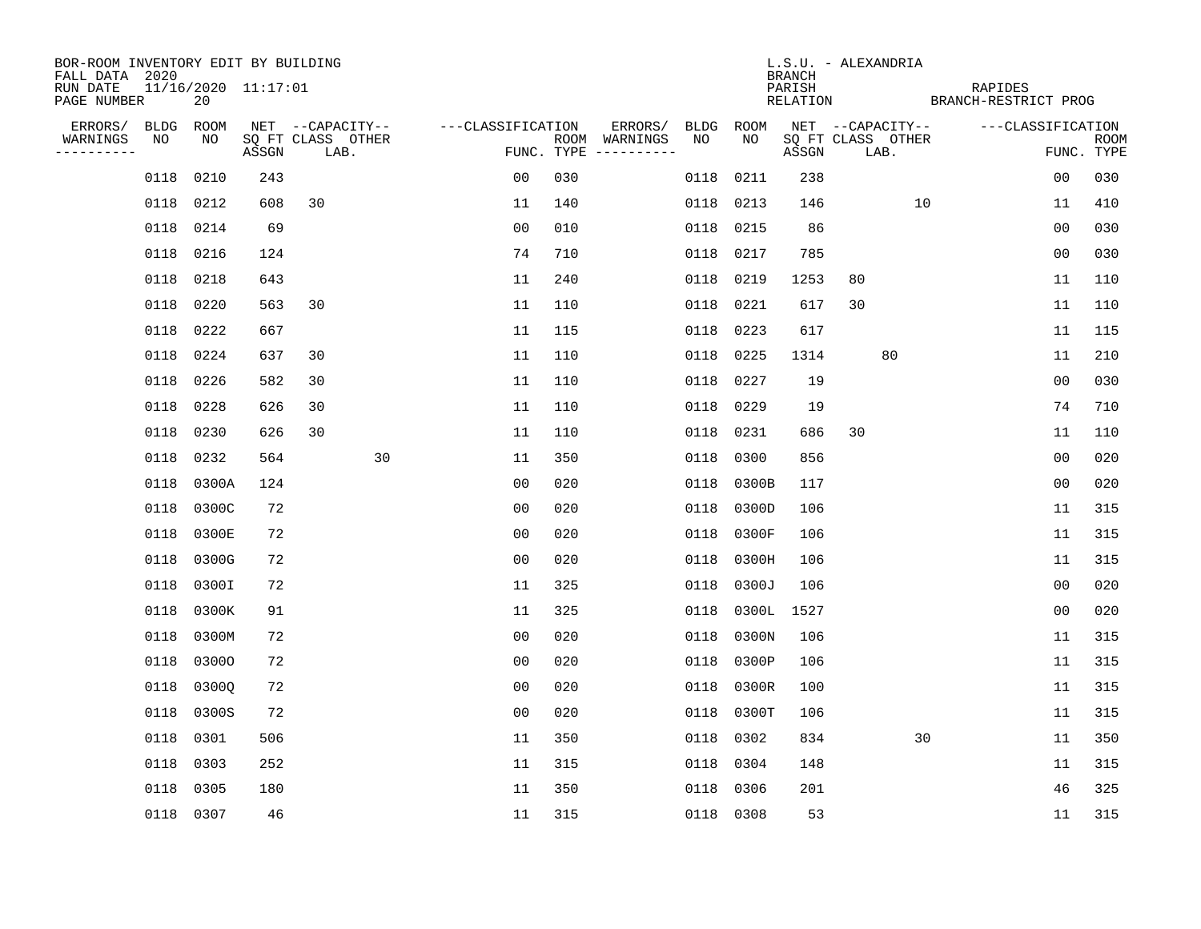BOR-ROOM INVENTORY EDIT BY BUILDING
FALL DATA 2020
RUN DATE 11/16/2020 11:17:01
PAGE NUMBER 20

L.S.U. - ALEXANDRIA
BRANCH
PARISH RAPIDES
RELATION BRANCH-RESTRICT PROG

| ERRORS/ WARNINGS | BLDG NO | ROOM NO | NET SQ FT ASSGN | CAPACITY CLASS | CAPACITY LAB. | CAPACITY OTHER | CLASSIFICATION FUNC. | ROOM TYPE | ERRORS/ WARNINGS | BLDG NO | ROOM NO | NET SQ FT ASSGN | CAPACITY CLASS | CAPACITY LAB. | CAPACITY OTHER | CLASSIFICATION FUNC. | ROOM TYPE |
|---|---|---|---|---|---|---|---|---|---|---|---|---|---|---|---|---|---|
| | 0118 | 0210 | 243 | | | | 00 | 030 | | 0118 | 0211 | 238 | | | | 00 | 030 |
| | 0118 | 0212 | 608 | 30 | | | 11 | 140 | | 0118 | 0213 | 146 | | | 10 | 11 | 410 |
| | 0118 | 0214 | 69 | | | | 00 | 010 | | 0118 | 0215 | 86 | | | | 00 | 030 |
| | 0118 | 0216 | 124 | | | | 74 | 710 | | 0118 | 0217 | 785 | | | | 00 | 030 |
| | 0118 | 0218 | 643 | | | | 11 | 240 | | 0118 | 0219 | 1253 | 80 | | | 11 | 110 |
| | 0118 | 0220 | 563 | 30 | | | 11 | 110 | | 0118 | 0221 | 617 | 30 | | | 11 | 110 |
| | 0118 | 0222 | 667 | | | | 11 | 115 | | 0118 | 0223 | 617 | | | | 11 | 115 |
| | 0118 | 0224 | 637 | 30 | | | 11 | 110 | | 0118 | 0225 | 1314 | | 80 | | 11 | 210 |
| | 0118 | 0226 | 582 | 30 | | | 11 | 110 | | 0118 | 0227 | 19 | | | | 00 | 030 |
| | 0118 | 0228 | 626 | 30 | | | 11 | 110 | | 0118 | 0229 | 19 | | | | 74 | 710 |
| | 0118 | 0230 | 626 | 30 | | | 11 | 110 | | 0118 | 0231 | 686 | 30 | | | 11 | 110 |
| | 0118 | 0232 | 564 | | | 30 | 11 | 350 | | 0118 | 0300 | 856 | | | | 00 | 020 |
| | 0118 | 0300A | 124 | | | | 00 | 020 | | 0118 | 0300B | 117 | | | | 00 | 020 |
| | 0118 | 0300C | 72 | | | | 00 | 020 | | 0118 | 0300D | 106 | | | | 11 | 315 |
| | 0118 | 0300E | 72 | | | | 00 | 020 | | 0118 | 0300F | 106 | | | | 11 | 315 |
| | 0118 | 0300G | 72 | | | | 00 | 020 | | 0118 | 0300H | 106 | | | | 11 | 315 |
| | 0118 | 0300I | 72 | | | | 11 | 325 | | 0118 | 0300J | 106 | | | | 00 | 020 |
| | 0118 | 0300K | 91 | | | | 11 | 325 | | 0118 | 0300L | 1527 | | | | 00 | 020 |
| | 0118 | 0300M | 72 | | | | 00 | 020 | | 0118 | 0300N | 106 | | | | 11 | 315 |
| | 0118 | 0300O | 72 | | | | 00 | 020 | | 0118 | 0300P | 106 | | | | 11 | 315 |
| | 0118 | 0300Q | 72 | | | | 00 | 020 | | 0118 | 0300R | 100 | | | | 11 | 315 |
| | 0118 | 0300S | 72 | | | | 00 | 020 | | 0118 | 0300T | 106 | | | | 11 | 315 |
| | 0118 | 0301 | 506 | | | | 11 | 350 | | 0118 | 0302 | 834 | | | 30 | 11 | 350 |
| | 0118 | 0303 | 252 | | | | 11 | 315 | | 0118 | 0304 | 148 | | | | 11 | 315 |
| | 0118 | 0305 | 180 | | | | 11 | 350 | | 0118 | 0306 | 201 | | | | 46 | 325 |
| | 0118 | 0307 | 46 | | | | 11 | 315 | | 0118 | 0308 | 53 | | | | 11 | 315 |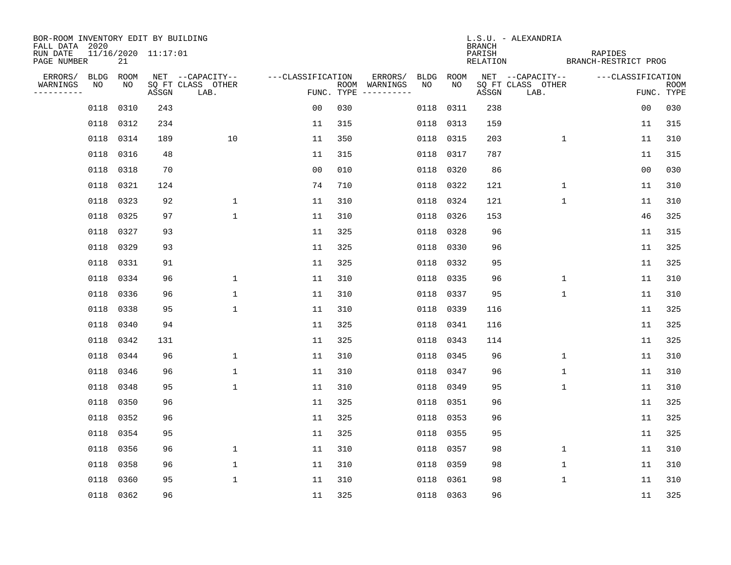BOR-ROOM INVENTORY EDIT BY BUILDING
FALL DATA 2020
RUN DATE 11/16/2020 11:17:01
PAGE NUMBER 21

L.S.U. - ALEXANDRIA
BRANCH
PARISH RAPIDES
RELATION BRANCH-RESTRICT PROG

| ERRORS/ WARNINGS | BLDG NO | ROOM NO | NET SQ FT ASSGN | --CAPACITY-- CLASS LAB. | OTHER | ---CLASSIFICATION FUNC. | ROOM TYPE | ERRORS/ WARNINGS | BLDG NO | ROOM NO | NET SQ FT ASSGN | --CAPACITY-- CLASS LAB. | OTHER | ---CLASSIFICATION FUNC. | ROOM TYPE |
|---|---|---|---|---|---|---|---|---|---|---|---|---|---|---|---|
| | 0118 | 0310 | 243 | | | 00 | 030 | | 0118 | 0311 | 238 | | | 00 | 030 |
| | 0118 | 0312 | 234 | | | 11 | 315 | | 0118 | 0313 | 159 | | | 11 | 315 |
| | 0118 | 0314 | 189 | | 10 | 11 | 350 | | 0118 | 0315 | 203 | | 1 | 11 | 310 |
| | 0118 | 0316 | 48 | | | 11 | 315 | | 0118 | 0317 | 787 | | | 11 | 315 |
| | 0118 | 0318 | 70 | | | 00 | 010 | | 0118 | 0320 | 86 | | | 00 | 030 |
| | 0118 | 0321 | 124 | | | 74 | 710 | | 0118 | 0322 | 121 | | 1 | 11 | 310 |
| | 0118 | 0323 | 92 | | 1 | 11 | 310 | | 0118 | 0324 | 121 | | 1 | 11 | 310 |
| | 0118 | 0325 | 97 | | 1 | 11 | 310 | | 0118 | 0326 | 153 | | | 46 | 325 |
| | 0118 | 0327 | 93 | | | 11 | 325 | | 0118 | 0328 | 96 | | | 11 | 315 |
| | 0118 | 0329 | 93 | | | 11 | 325 | | 0118 | 0330 | 96 | | | 11 | 325 |
| | 0118 | 0331 | 91 | | | 11 | 325 | | 0118 | 0332 | 95 | | | 11 | 325 |
| | 0118 | 0334 | 96 | | 1 | 11 | 310 | | 0118 | 0335 | 96 | | 1 | 11 | 310 |
| | 0118 | 0336 | 96 | | 1 | 11 | 310 | | 0118 | 0337 | 95 | | 1 | 11 | 310 |
| | 0118 | 0338 | 95 | | 1 | 11 | 310 | | 0118 | 0339 | 116 | | | 11 | 325 |
| | 0118 | 0340 | 94 | | | 11 | 325 | | 0118 | 0341 | 116 | | | 11 | 325 |
| | 0118 | 0342 | 131 | | | 11 | 325 | | 0118 | 0343 | 114 | | | 11 | 325 |
| | 0118 | 0344 | 96 | | 1 | 11 | 310 | | 0118 | 0345 | 96 | | 1 | 11 | 310 |
| | 0118 | 0346 | 96 | | 1 | 11 | 310 | | 0118 | 0347 | 96 | | 1 | 11 | 310 |
| | 0118 | 0348 | 95 | | 1 | 11 | 310 | | 0118 | 0349 | 95 | | 1 | 11 | 310 |
| | 0118 | 0350 | 96 | | | 11 | 325 | | 0118 | 0351 | 96 | | | 11 | 325 |
| | 0118 | 0352 | 96 | | | 11 | 325 | | 0118 | 0353 | 96 | | | 11 | 325 |
| | 0118 | 0354 | 95 | | | 11 | 325 | | 0118 | 0355 | 95 | | | 11 | 325 |
| | 0118 | 0356 | 96 | | 1 | 11 | 310 | | 0118 | 0357 | 98 | | 1 | 11 | 310 |
| | 0118 | 0358 | 96 | | 1 | 11 | 310 | | 0118 | 0359 | 98 | | 1 | 11 | 310 |
| | 0118 | 0360 | 95 | | 1 | 11 | 310 | | 0118 | 0361 | 98 | | 1 | 11 | 310 |
| | 0118 | 0362 | 96 | | | 11 | 325 | | 0118 | 0363 | 96 | | | 11 | 325 |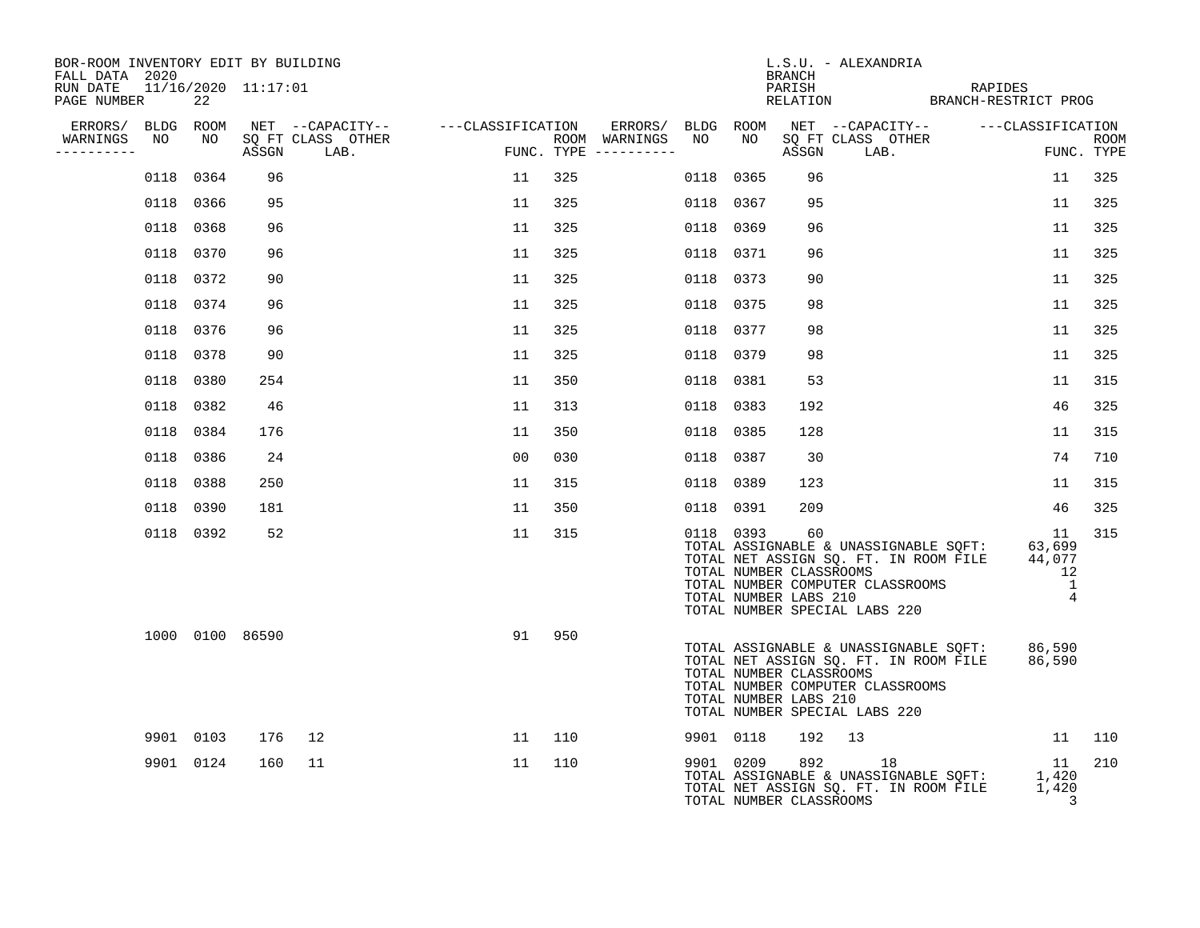BOR-ROOM INVENTORY EDIT BY BUILDING
FALL DATA 2020
RUN DATE 11/16/2020 11:17:01
PAGE NUMBER 22

L.S.U. - ALEXANDRIA
BRANCH
PARISH RAPIDES
RELATION BRANCH-RESTRICT PROG

| ERRORS/ WARNINGS | BLDG NO | ROOM NO | NET SQ FT ASSGN | CAPACITY CLASS | CAPACITY OTHER LAB. | FUNC. | ROOM TYPE | ERRORS/ WARNINGS | BLDG NO | ROOM NO | NET SQ FT ASSGN | CAPACITY CLASS | CAPACITY OTHER LAB. | FUNC. | ROOM TYPE |
|---|---|---|---|---|---|---|---|---|---|---|---|---|---|---|---|
| | 0118 | 0364 | 96 | | | 11 | 325 | | 0118 | 0365 | 96 | | | 11 | 325 |
| | 0118 | 0366 | 95 | | | 11 | 325 | | 0118 | 0367 | 95 | | | 11 | 325 |
| | 0118 | 0368 | 96 | | | 11 | 325 | | 0118 | 0369 | 96 | | | 11 | 325 |
| | 0118 | 0370 | 96 | | | 11 | 325 | | 0118 | 0371 | 96 | | | 11 | 325 |
| | 0118 | 0372 | 90 | | | 11 | 325 | | 0118 | 0373 | 90 | | | 11 | 325 |
| | 0118 | 0374 | 96 | | | 11 | 325 | | 0118 | 0375 | 98 | | | 11 | 325 |
| | 0118 | 0376 | 96 | | | 11 | 325 | | 0118 | 0377 | 98 | | | 11 | 325 |
| | 0118 | 0378 | 90 | | | 11 | 325 | | 0118 | 0379 | 98 | | | 11 | 325 |
| | 0118 | 0380 | 254 | | | 11 | 350 | | 0118 | 0381 | 53 | | | 11 | 315 |
| | 0118 | 0382 | 46 | | | 11 | 313 | | 0118 | 0383 | 192 | | | 46 | 325 |
| | 0118 | 0384 | 176 | | | 11 | 350 | | 0118 | 0385 | 128 | | | 11 | 315 |
| | 0118 | 0386 | 24 | | | 00 | 030 | | 0118 | 0387 | 30 | | | 74 | 710 |
| | 0118 | 0388 | 250 | | | 11 | 315 | | 0118 | 0389 | 123 | | | 11 | 315 |
| | 0118 | 0390 | 181 | | | 11 | 350 | | 0118 | 0391 | 209 | | | 46 | 325 |
| | 0118 | 0392 | 52 | | | 11 | 315 | | 0118 | 0393 | 60 | | | 11 | 315 |

TOTAL ASSIGNABLE & UNASSIGNABLE SQFT: 63,699
TOTAL NET ASSIGN SQ. FT. IN ROOM FILE 44,077
TOTAL NUMBER CLASSROOMS 12
TOTAL NUMBER COMPUTER CLASSROOMS 1
TOTAL NUMBER LABS 210 4
TOTAL NUMBER SPECIAL LABS 220

| ERRORS/ WARNINGS | BLDG NO | ROOM NO | NET SQ FT ASSGN | CAPACITY CLASS | CAPACITY OTHER LAB. | FUNC. | ROOM TYPE |
|---|---|---|---|---|---|---|---|
| | 1000 | 0100 | 86590 | | | 91 | 950 |

TOTAL ASSIGNABLE & UNASSIGNABLE SQFT: 86,590
TOTAL NET ASSIGN SQ. FT. IN ROOM FILE 86,590
TOTAL NUMBER CLASSROOMS
TOTAL NUMBER COMPUTER CLASSROOMS
TOTAL NUMBER LABS 210
TOTAL NUMBER SPECIAL LABS 220

| ERRORS/ WARNINGS | BLDG NO | ROOM NO | NET SQ FT ASSGN | CAPACITY CLASS | CAPACITY OTHER LAB. | FUNC. | ROOM TYPE | ERRORS/ WARNINGS | BLDG NO | ROOM NO | NET SQ FT ASSGN | CAPACITY CLASS | CAPACITY OTHER LAB. | FUNC. | ROOM TYPE |
|---|---|---|---|---|---|---|---|---|---|---|---|---|---|---|---|
| | 9901 | 0103 | 176 | 12 | | 11 | 110 | | 9901 | 0118 | 192 | 13 | | 11 | 110 |
| | 9901 | 0124 | 160 | 11 | | 11 | 110 | | 9901 | 0209 | 892 | | 18 | 11 | 210 |

TOTAL ASSIGNABLE & UNASSIGNABLE SQFT: 1,420
TOTAL NET ASSIGN SQ. FT. IN ROOM FILE 1,420
TOTAL NUMBER CLASSROOMS 3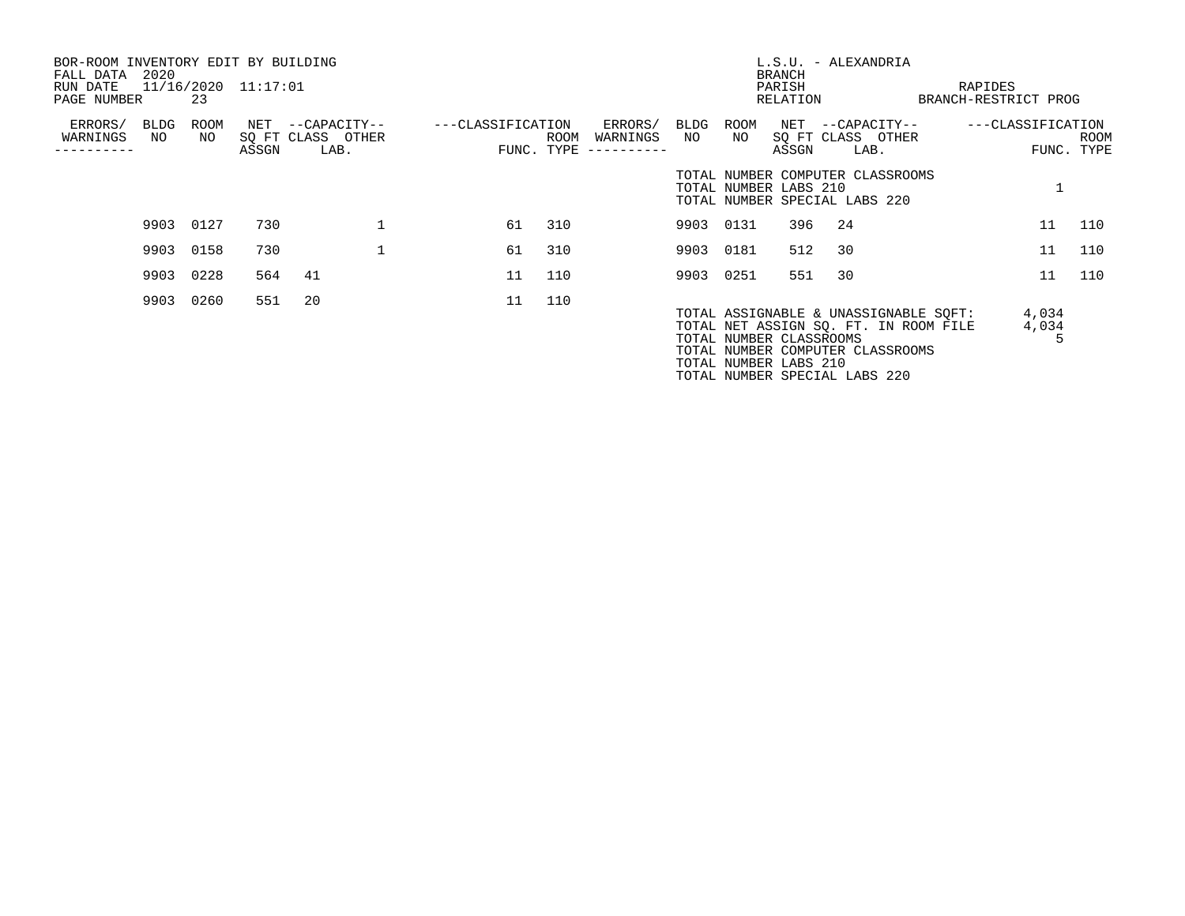BOR-ROOM INVENTORY EDIT BY BUILDING
FALL DATA 2020
RUN DATE 11/16/2020 11:17:01
PAGE NUMBER 23

L.S.U. - ALEXANDRIA
BRANCH
PARISH RAPIDES
RELATION BRANCH-RESTRICT PROG

| ERRORS/ WARNINGS | BLDG NO | ROOM NO | NET SQ FT ASSGN | CAPACITY CLASS | CAPACITY LAB. | CAPACITY OTHER | CLASSIFICATION FUNC. | ROOM TYPE | ERRORS/ WARNINGS | BLDG NO | ROOM NO | NET SQ FT ASSGN | CAPACITY CLASS | CAPACITY LAB. | CAPACITY OTHER | CLASSIFICATION FUNC. | ROOM TYPE |
|---|---|---|---|---|---|---|---|---|---|---|---|---|---|---|---|---|---|
| | | | | | | | | | | TOTAL NUMBER COMPUTER CLASSROOMS | | | | | | 1 | |
| | | | | | | | | | | TOTAL NUMBER LABS 210 | | | | | | | |
| | | | | | | | | | | TOTAL NUMBER SPECIAL LABS 220 | | | | | | | |
| | 9903 | 0127 | 730 | | | 1 | 61 | 310 | | 9903 | 0131 | 396 | 24 | | | 11 | 110 |
| | 9903 | 0158 | 730 | | | 1 | 61 | 310 | | 9903 | 0181 | 512 | 30 | | | 11 | 110 |
| | 9903 | 0228 | 564 | 41 | | | 11 | 110 | | 9903 | 0251 | 551 | 30 | | | 11 | 110 |
| | 9903 | 0260 | 551 | 20 | | | 11 | 110 | | | | | | | | | |

TOTAL ASSIGNABLE & UNASSIGNABLE SQFT: 4,034
TOTAL NET ASSIGN SQ. FT. IN ROOM FILE 4,034
TOTAL NUMBER CLASSROOMS 5
TOTAL NUMBER COMPUTER CLASSROOMS
TOTAL NUMBER LABS 210
TOTAL NUMBER SPECIAL LABS 220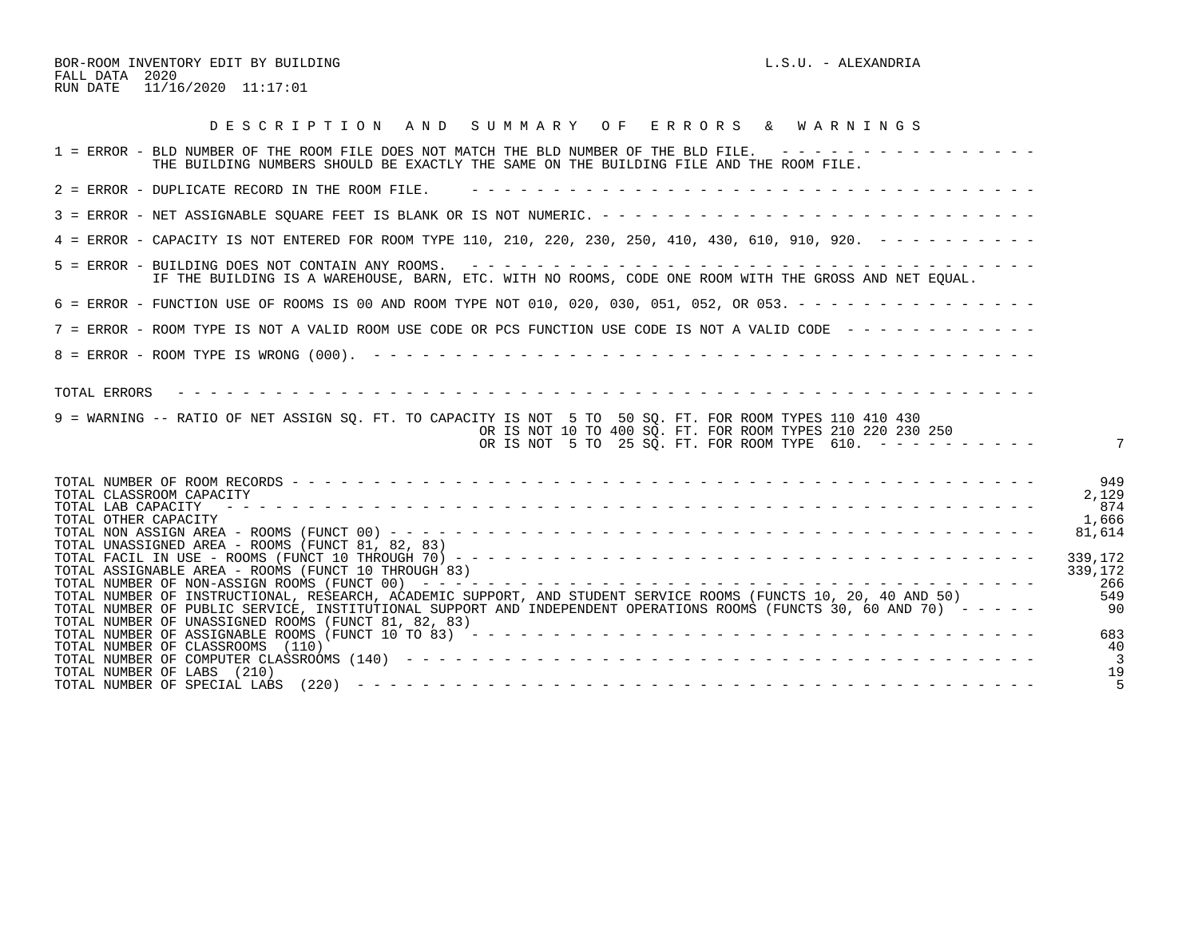BOR-ROOM INVENTORY EDIT BY BUILDING L.S.U. - ALEXANDRIA
FALL DATA 2020
RUN DATE 11/16/2020 11:17:01

## D E S C R I P T I O N A N D S U M M A R Y O F E R R O R S & W A R N I N G S

| | |
|---|---|
| 1 = ERROR - BLD NUMBER OF THE ROOM FILE DOES NOT MATCH THE BLD NUMBER OF THE BLD FILE. THE BUILDING NUMBERS SHOULD BE EXACTLY THE SAME ON THE BUILDING FILE AND THE ROOM FILE. | |
| 2 = ERROR - DUPLICATE RECORD IN THE ROOM FILE. | |
| 3 = ERROR - NET ASSIGNABLE SQUARE FEET IS BLANK OR IS NOT NUMERIC. | |
| 4 = ERROR - CAPACITY IS NOT ENTERED FOR ROOM TYPE 110, 210, 220, 230, 250, 410, 430, 610, 910, 920. | |
| 5 = ERROR - BUILDING DOES NOT CONTAIN ANY ROOMS. IF THE BUILDING IS A WAREHOUSE, BARN, ETC. WITH NO ROOMS, CODE ONE ROOM WITH THE GROSS AND NET EQUAL. | |
| 6 = ERROR - FUNCTION USE OF ROOMS IS 00 AND ROOM TYPE NOT 010, 020, 030, 051, 052, OR 053. | |
| 7 = ERROR - ROOM TYPE IS NOT A VALID ROOM USE CODE OR PCS FUNCTION USE CODE IS NOT A VALID CODE | |
| 8 = ERROR - ROOM TYPE IS WRONG (000). | |
| TOTAL ERRORS | |
| 9 = WARNING -- RATIO OF NET ASSIGN SQ. FT. TO CAPACITY IS NOT 5 TO 50 SQ. FT. FOR ROOM TYPES 110 410 430 OR IS NOT 10 TO 400 SQ. FT. FOR ROOM TYPES 210 220 230 250 OR IS NOT 5 TO 25 SQ. FT. FOR ROOM TYPE 610. | 7 |

| | |
|---|---|
| TOTAL NUMBER OF ROOM RECORDS | 949 |
| TOTAL CLASSROOM CAPACITY | 2,129 |
| TOTAL LAB CAPACITY | 874 |
| TOTAL OTHER CAPACITY | 1,666 |
| TOTAL NON ASSIGN AREA - ROOMS (FUNCT 00) | 81,614 |
| TOTAL UNASSIGNED AREA - ROOMS (FUNCT 81, 82, 83) | |
| TOTAL FACIL IN USE - ROOMS (FUNCT 10 THROUGH 70) | 339,172 |
| TOTAL ASSIGNABLE AREA - ROOMS (FUNCT 10 THROUGH 83) | 339,172 |
| TOTAL NUMBER OF NON-ASSIGN ROOMS (FUNCT 00) | 266 |
| TOTAL NUMBER OF INSTRUCTIONAL, RESEARCH, ACADEMIC SUPPORT, AND STUDENT SERVICE ROOMS (FUNCTS 10, 20, 40 AND 50) | 549 |
| TOTAL NUMBER OF PUBLIC SERVICE, INSTITUTIONAL SUPPORT AND INDEPENDENT OPERATIONS ROOMS (FUNCTS 30, 60 AND 70) | 90 |
| TOTAL NUMBER OF UNASSIGNED ROOMS (FUNCT 81, 82, 83) | |
| TOTAL NUMBER OF ASSIGNABLE ROOMS (FUNCT 10 TO 83) | 683 |
| TOTAL NUMBER OF CLASSROOMS (110) | 40 |
| TOTAL NUMBER OF COMPUTER CLASSROOMS (140) | 3 |
| TOTAL NUMBER OF LABS (210) | 19 |
| TOTAL NUMBER OF SPECIAL LABS (220) | 5 |